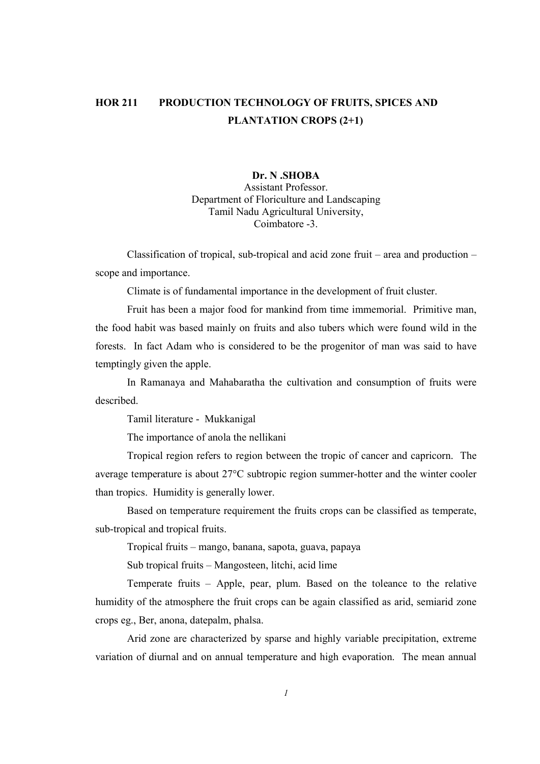# HOR 211 PRODUCTION TECHNOLOGY OF FRUITS, SPICES AND PLANTATION CROPS (2+1)

**Dr. N .SHOBA**
Assistant Professor.
Department of Floriculture and Landscaping
Tamil Nadu Agricultural University,
Coimbatore -3.

Classification of tropical, sub-tropical and acid zone fruit – area and production – scope and importance.

Climate is of fundamental importance in the development of fruit cluster.

Fruit has been a major food for mankind from time immemorial. Primitive man, the food habit was based mainly on fruits and also tubers which were found wild in the forests. In fact Adam who is considered to be the progenitor of man was said to have temptingly given the apple.

In Ramanaya and Mahabaratha the cultivation and consumption of fruits were described.

Tamil literature - Mukkanigal

The importance of anola the nellikani

Tropical region refers to region between the tropic of cancer and capricorn. The average temperature is about 27°C subtropic region summer-hotter and the winter cooler than tropics. Humidity is generally lower.

Based on temperature requirement the fruits crops can be classified as temperate, sub-tropical and tropical fruits.

Tropical fruits – mango, banana, sapota, guava, papaya

Sub tropical fruits – Mangosteen, litchi, acid lime

Temperate fruits – Apple, pear, plum. Based on the toleance to the relative humidity of the atmosphere the fruit crops can be again classified as arid, semiarid zone crops eg., Ber, anona, datepalm, phalsa.

Arid zone are characterized by sparse and highly variable precipitation, extreme variation of diurnal and on annual temperature and high evaporation. The mean annual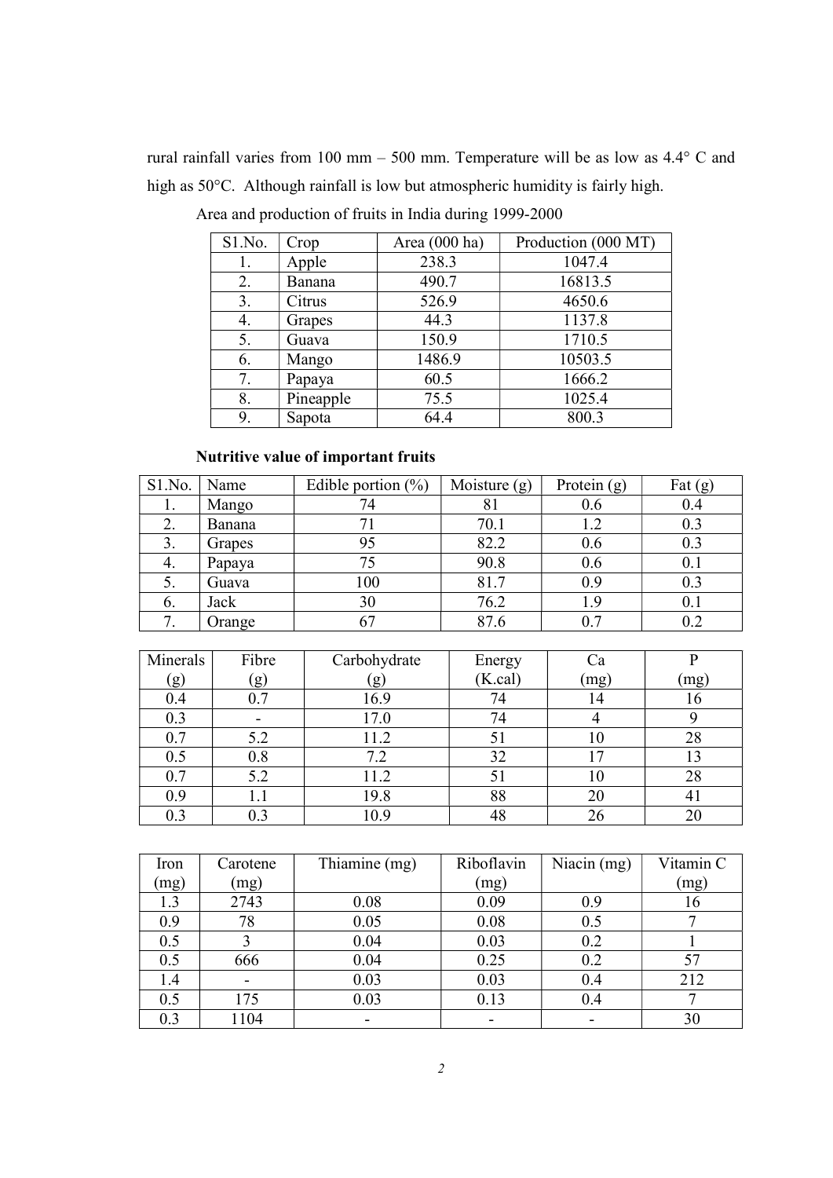rural rainfall varies from 100 mm – 500 mm. Temperature will be as low as 4.4° C and high as 50°C. Although rainfall is low but atmospheric humidity is fairly high.

Area and production of fruits in India during 1999-2000

| Sl.No. | Crop | Area (000 ha) | Production (000 MT) |
|---|---|---|---|
| 1. | Apple | 238.3 | 1047.4 |
| 2. | Banana | 490.7 | 16813.5 |
| 3. | Citrus | 526.9 | 4650.6 |
| 4. | Grapes | 44.3 | 1137.8 |
| 5. | Guava | 150.9 | 1710.5 |
| 6. | Mango | 1486.9 | 10503.5 |
| 7. | Papaya | 60.5 | 1666.2 |
| 8. | Pineapple | 75.5 | 1025.4 |
| 9. | Sapota | 64.4 | 800.3 |

**Nutritive value of important fruits**

| Sl.No. | Name | Edible portion (%) | Moisture (g) | Protein (g) | Fat (g) |
|---|---|---|---|---|---|
| 1. | Mango | 74 | 81 | 0.6 | 0.4 |
| 2. | Banana | 71 | 70.1 | 1.2 | 0.3 |
| 3. | Grapes | 95 | 82.2 | 0.6 | 0.3 |
| 4. | Papaya | 75 | 90.8 | 0.6 | 0.1 |
| 5. | Guava | 100 | 81.7 | 0.9 | 0.3 |
| 6. | Jack | 30 | 76.2 | 1.9 | 0.1 |
| 7. | Orange | 67 | 87.6 | 0.7 | 0.2 |

| Minerals (g) | Fibre (g) | Carbohydrate (g) | Energy (K.cal) | Ca (mg) | P (mg) |
|---|---|---|---|---|---|
| 0.4 | 0.7 | 16.9 | 74 | 14 | 16 |
| 0.3 | - | 17.0 | 74 | 4 | 9 |
| 0.7 | 5.2 | 11.2 | 51 | 10 | 28 |
| 0.5 | 0.8 | 7.2 | 32 | 17 | 13 |
| 0.7 | 5.2 | 11.2 | 51 | 10 | 28 |
| 0.9 | 1.1 | 19.8 | 88 | 20 | 41 |
| 0.3 | 0.3 | 10.9 | 48 | 26 | 20 |

| Iron (mg) | Carotene (mg) | Thiamine (mg) | Riboflavin (mg) | Niacin (mg) | Vitamin C (mg) |
|---|---|---|---|---|---|
| 1.3 | 2743 | 0.08 | 0.09 | 0.9 | 16 |
| 0.9 | 78 | 0.05 | 0.08 | 0.5 | 7 |
| 0.5 | 3 | 0.04 | 0.03 | 0.2 | 1 |
| 0.5 | 666 | 0.04 | 0.25 | 0.2 | 57 |
| 1.4 | - | 0.03 | 0.03 | 0.4 | 212 |
| 0.5 | 175 | 0.03 | 0.13 | 0.4 | 7 |
| 0.3 | 1104 | - | - | - | 30 |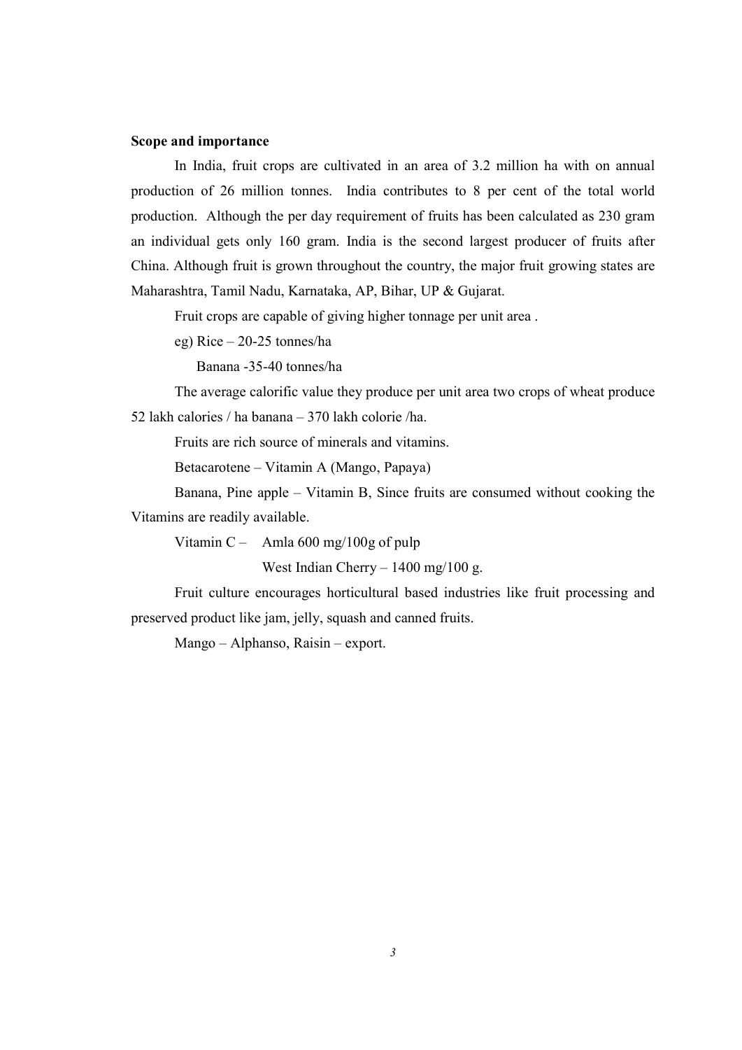**Scope and importance**

In India, fruit crops are cultivated in an area of 3.2 million ha with on annual production of 26 million tonnes. India contributes to 8 per cent of the total world production. Although the per day requirement of fruits has been calculated as 230 gram an individual gets only 160 gram. India is the second largest producer of fruits after China. Although fruit is grown throughout the country, the major fruit growing states are Maharashtra, Tamil Nadu, Karnataka, AP, Bihar, UP & Gujarat.

Fruit crops are capable of giving higher tonnage per unit area .

eg) Rice – 20-25 tonnes/ha

Banana -35-40 tonnes/ha

The average calorific value they produce per unit area two crops of wheat produce 52 lakh calories / ha banana – 370 lakh colorie /ha.

Fruits are rich source of minerals and vitamins.

Betacarotene – Vitamin A (Mango, Papaya)

Banana, Pine apple – Vitamin B, Since fruits are consumed without cooking the Vitamins are readily available.

Vitamin C – Amla 600 mg/100g of pulp

West Indian Cherry – 1400 mg/100 g.

Fruit culture encourages horticultural based industries like fruit processing and preserved product like jam, jelly, squash and canned fruits.

Mango – Alphanso, Raisin – export.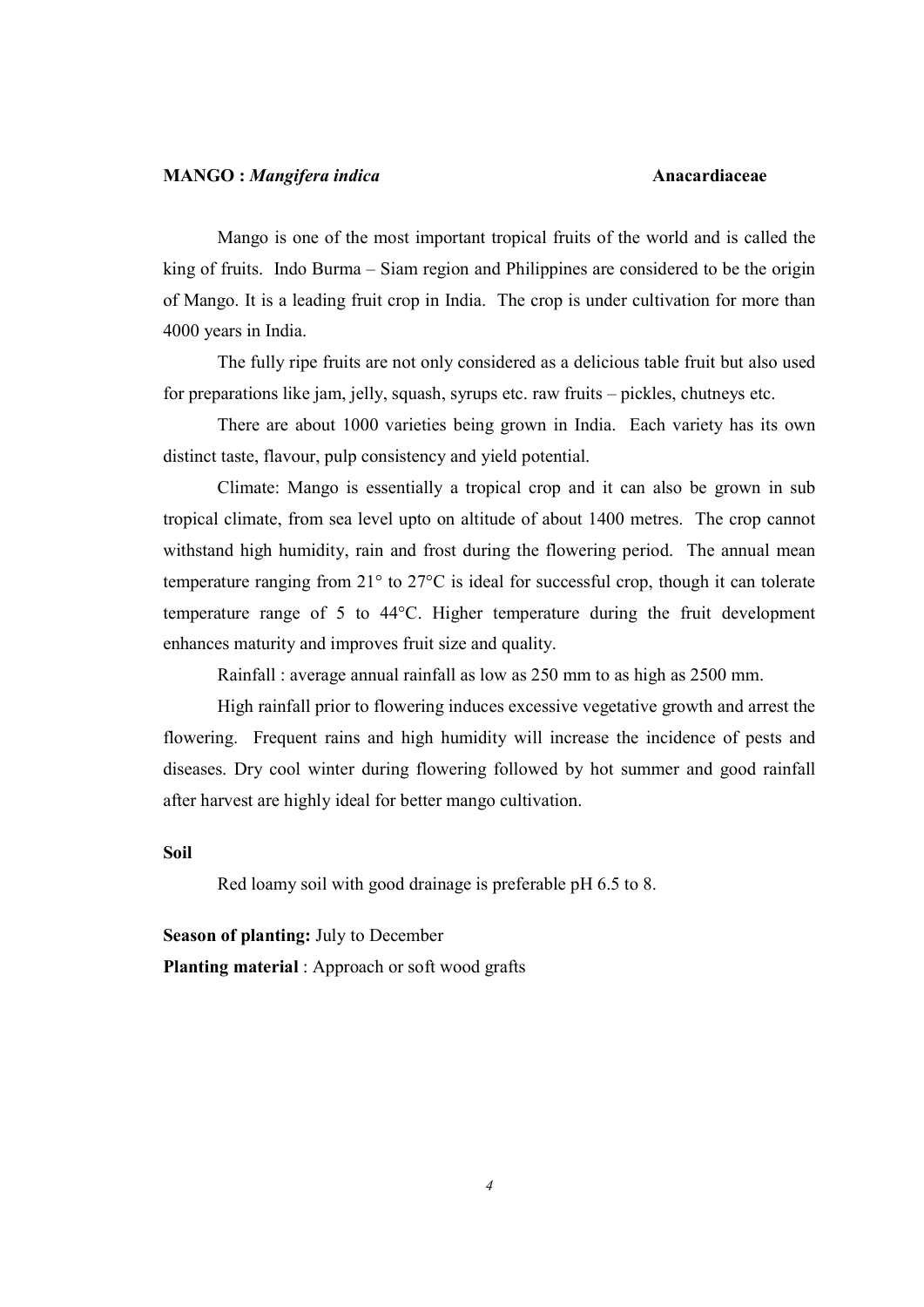**MANGO : *Mangifera indica*** **Anacardiaceae**

Mango is one of the most important tropical fruits of the world and is called the king of fruits. Indo Burma – Siam region and Philippines are considered to be the origin of Mango. It is a leading fruit crop in India. The crop is under cultivation for more than 4000 years in India.

The fully ripe fruits are not only considered as a delicious table fruit but also used for preparations like jam, jelly, squash, syrups etc. raw fruits – pickles, chutneys etc.

There are about 1000 varieties being grown in India. Each variety has its own distinct taste, flavour, pulp consistency and yield potential.

Climate: Mango is essentially a tropical crop and it can also be grown in sub tropical climate, from sea level upto on altitude of about 1400 metres. The crop cannot withstand high humidity, rain and frost during the flowering period. The annual mean temperature ranging from 21° to 27°C is ideal for successful crop, though it can tolerate temperature range of 5 to 44°C. Higher temperature during the fruit development enhances maturity and improves fruit size and quality.

Rainfall : average annual rainfall as low as 250 mm to as high as 2500 mm.

High rainfall prior to flowering induces excessive vegetative growth and arrest the flowering. Frequent rains and high humidity will increase the incidence of pests and diseases. Dry cool winter during flowering followed by hot summer and good rainfall after harvest are highly ideal for better mango cultivation.

**Soil**

Red loamy soil with good drainage is preferable pH 6.5 to 8.

**Season of planting:** July to December

**Planting material** : Approach or soft wood grafts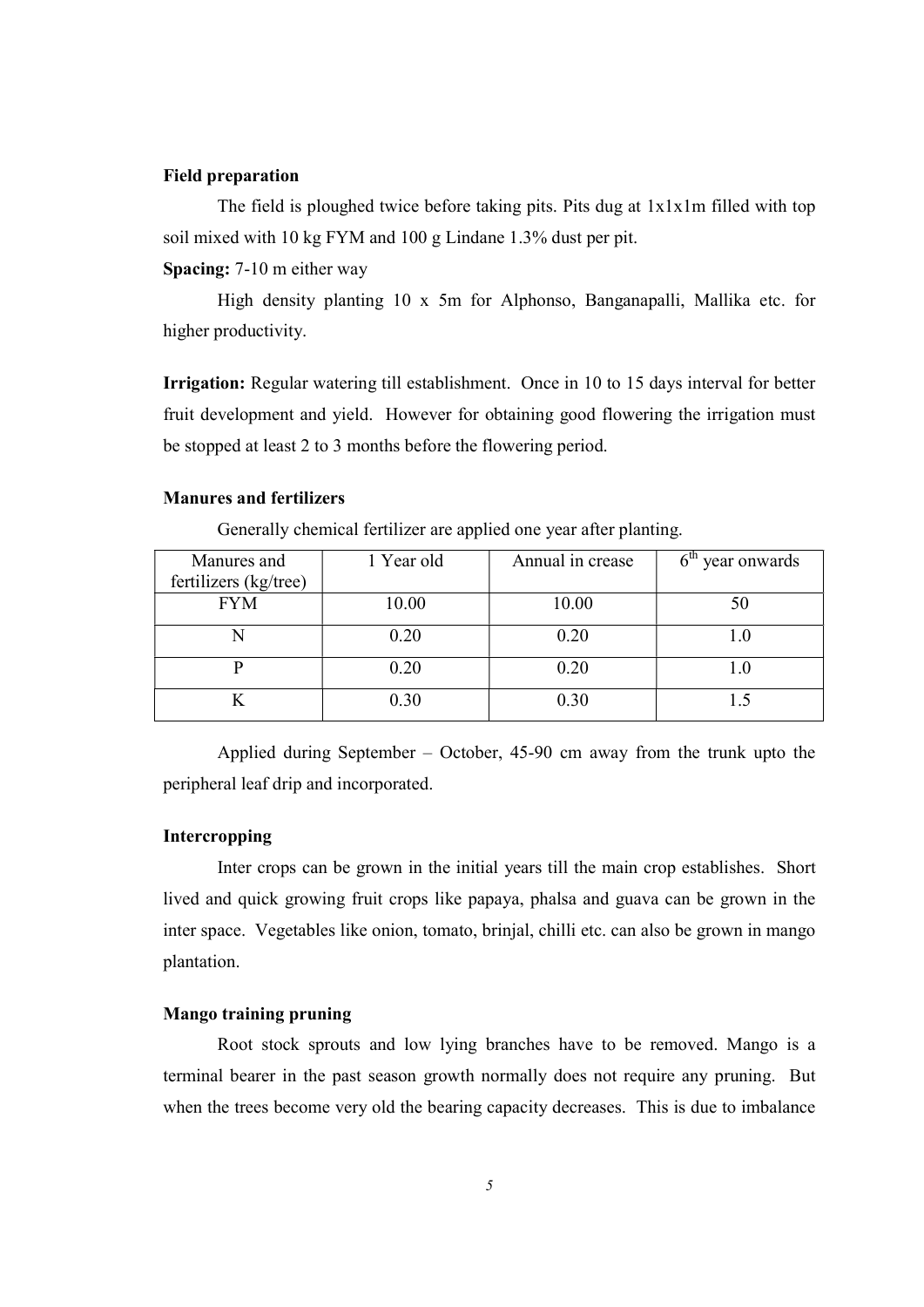**Field preparation**

The field is ploughed twice before taking pits. Pits dug at 1x1x1m filled with top soil mixed with 10 kg FYM and 100 g Lindane 1.3% dust per pit.

**Spacing:** 7-10 m either way

High density planting 10 x 5m for Alphonso, Banganapalli, Mallika etc. for higher productivity.

**Irrigation:** Regular watering till establishment. Once in 10 to 15 days interval for better fruit development and yield. However for obtaining good flowering the irrigation must be stopped at least 2 to 3 months before the flowering period.

**Manures and fertilizers**

Generally chemical fertilizer are applied one year after planting.

| Manures and fertilizers (kg/tree) | 1 Year old | Annual in crease | 6th year onwards |
|---|---|---|---|
| FYM | 10.00 | 10.00 | 50 |
| N | 0.20 | 0.20 | 1.0 |
| P | 0.20 | 0.20 | 1.0 |
| K | 0.30 | 0.30 | 1.5 |

Applied during September – October, 45-90 cm away from the trunk upto the peripheral leaf drip and incorporated.

**Intercropping**

Inter crops can be grown in the initial years till the main crop establishes. Short lived and quick growing fruit crops like papaya, phalsa and guava can be grown in the inter space. Vegetables like onion, tomato, brinjal, chilli etc. can also be grown in mango plantation.

**Mango training pruning**

Root stock sprouts and low lying branches have to be removed. Mango is a terminal bearer in the past season growth normally does not require any pruning. But when the trees become very old the bearing capacity decreases. This is due to imbalance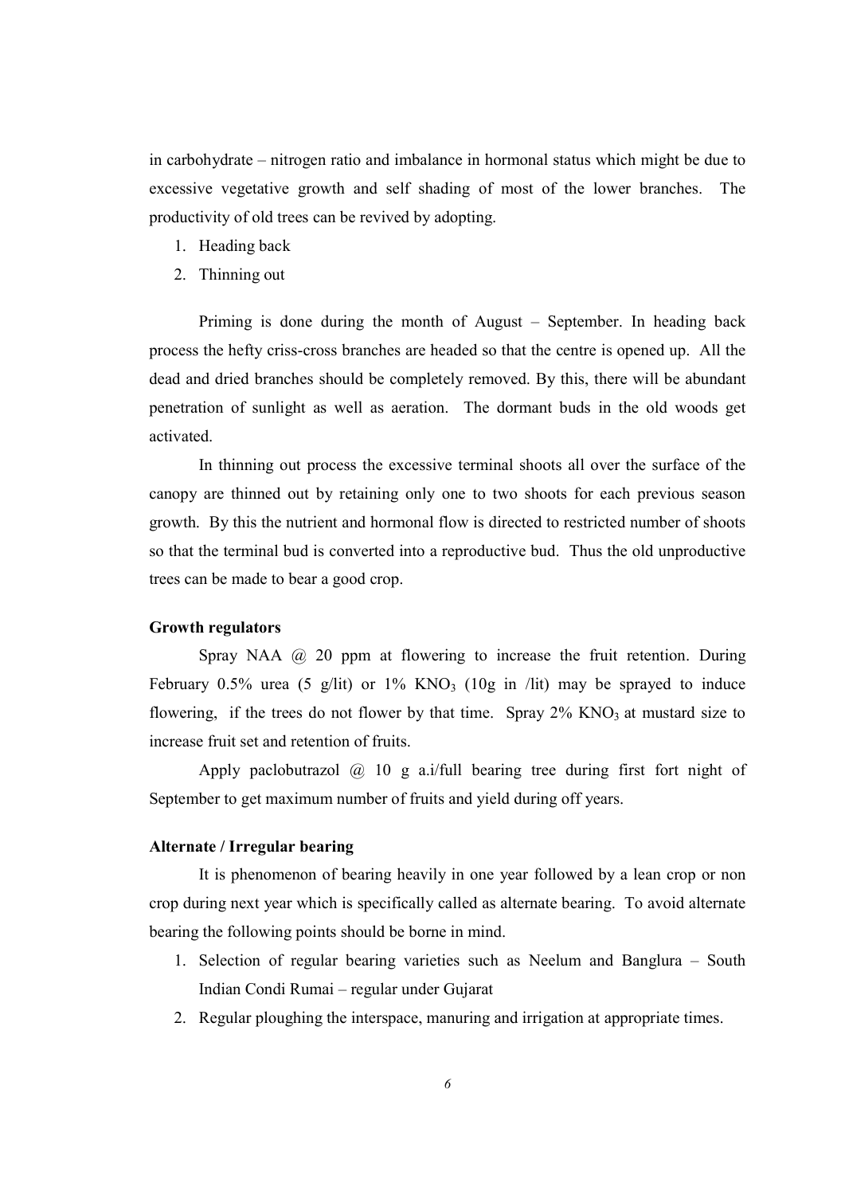in carbohydrate – nitrogen ratio and imbalance in hormonal status which might be due to excessive vegetative growth and self shading of most of the lower branches. The productivity of old trees can be revived by adopting.

1. Heading back
2. Thinning out

Priming is done during the month of August – September. In heading back process the hefty criss-cross branches are headed so that the centre is opened up. All the dead and dried branches should be completely removed. By this, there will be abundant penetration of sunlight as well as aeration. The dormant buds in the old woods get activated.

In thinning out process the excessive terminal shoots all over the surface of the canopy are thinned out by retaining only one to two shoots for each previous season growth. By this the nutrient and hormonal flow is directed to restricted number of shoots so that the terminal bud is converted into a reproductive bud. Thus the old unproductive trees can be made to bear a good crop.

**Growth regulators**

Spray NAA @ 20 ppm at flowering to increase the fruit retention. During February 0.5% urea (5 g/lit) or 1% $KNO_3$ (10g in /lit) may be sprayed to induce flowering, if the trees do not flower by that time. Spray 2% $KNO_3$ at mustard size to increase fruit set and retention of fruits.

Apply paclobutrazol @ 10 g a.i/full bearing tree during first fort night of September to get maximum number of fruits and yield during off years.

**Alternate / Irregular bearing**

It is phenomenon of bearing heavily in one year followed by a lean crop or non crop during next year which is specifically called as alternate bearing. To avoid alternate bearing the following points should be borne in mind.

1. Selection of regular bearing varieties such as Neelum and Banglura – South Indian Condi Rumai – regular under Gujarat
2. Regular ploughing the interspace, manuring and irrigation at appropriate times.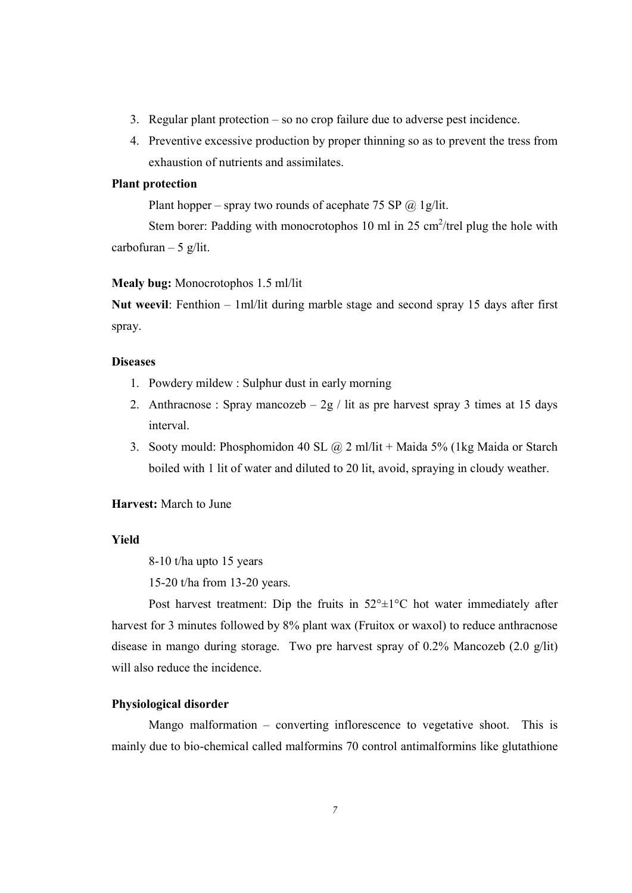3. Regular plant protection – so no crop failure due to adverse pest incidence.
4. Preventive excessive production by proper thinning so as to prevent the tress from exhaustion of nutrients and assimilates.

**Plant protection**

Plant hopper – spray two rounds of acephate 75 SP @ 1g/lit.

Stem borer: Padding with monocrotophos 10 ml in 25 $cm^2$/trel plug the hole with carbofuran – 5 g/lit.

**Mealy bug:** Monocrotophos 1.5 ml/lit

**Nut weevil**: Fenthion – 1ml/lit during marble stage and second spray 15 days after first spray.

**Diseases**

1. Powdery mildew : Sulphur dust in early morning
2. Anthracnose : Spray mancozeb – 2g / lit as pre harvest spray 3 times at 15 days interval.
3. Sooty mould: Phosphomidon 40 SL @ 2 ml/lit + Maida 5% (1kg Maida or Starch boiled with 1 lit of water and diluted to 20 lit, avoid, spraying in cloudy weather.

**Harvest:** March to June

**Yield**

8-10 t/ha upto 15 years

15-20 t/ha from 13-20 years.

Post harvest treatment: Dip the fruits in 52°±1°C hot water immediately after harvest for 3 minutes followed by 8% plant wax (Fruitox or waxol) to reduce anthracnose disease in mango during storage. Two pre harvest spray of 0.2% Mancozeb (2.0 g/lit) will also reduce the incidence.

**Physiological disorder**

Mango malformation – converting inflorescence to vegetative shoot. This is mainly due to bio-chemical called malformins 70 control antimalformins like glutathione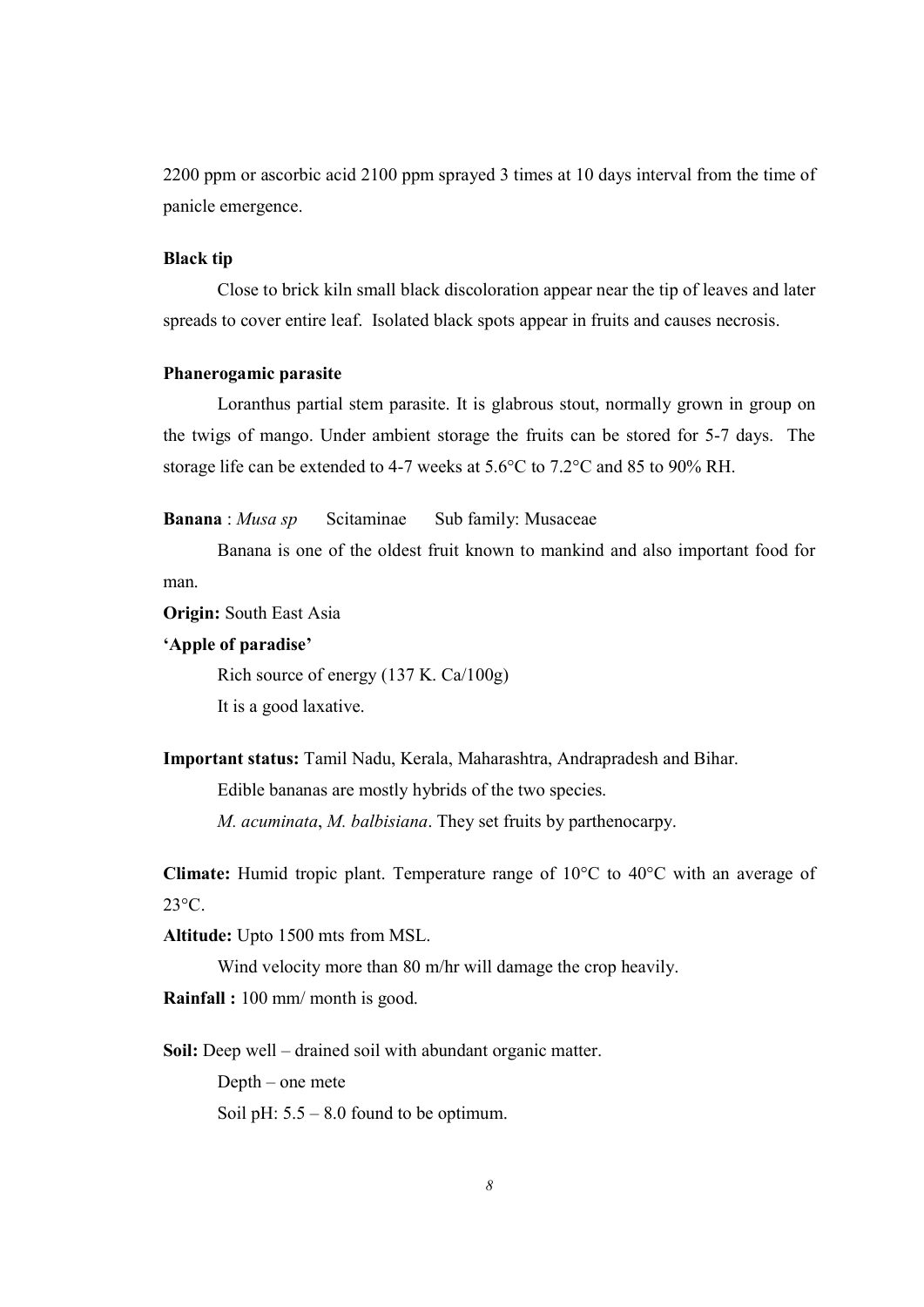2200 ppm or ascorbic acid 2100 ppm sprayed 3 times at 10 days interval from the time of panicle emergence.

**Black tip**

Close to brick kiln small black discoloration appear near the tip of leaves and later spreads to cover entire leaf. Isolated black spots appear in fruits and causes necrosis.

**Phanerogamic parasite**

Loranthus partial stem parasite. It is glabrous stout, normally grown in group on the twigs of mango. Under ambient storage the fruits can be stored for 5-7 days. The storage life can be extended to 4-7 weeks at 5.6°C to 7.2°C and 85 to 90% RH.

**Banana** : *Musa sp* Scitaminae Sub family: Musaceae

Banana is one of the oldest fruit known to mankind and also important food for man.

**Origin:** South East Asia

**'Apple of paradise'**

Rich source of energy (137 K. Ca/100g)

It is a good laxative.

**Important status:** Tamil Nadu, Kerala, Maharashtra, Andrapradesh and Bihar.

Edible bananas are mostly hybrids of the two species.

*M. acuminata*, *M. balbisiana*. They set fruits by parthenocarpy.

**Climate:** Humid tropic plant. Temperature range of 10°C to 40°C with an average of 23°C.

**Altitude:** Upto 1500 mts from MSL.

Wind velocity more than 80 m/hr will damage the crop heavily.

**Rainfall :** 100 mm/ month is good.

**Soil:** Deep well – drained soil with abundant organic matter.

Depth – one mete

Soil pH: 5.5 – 8.0 found to be optimum.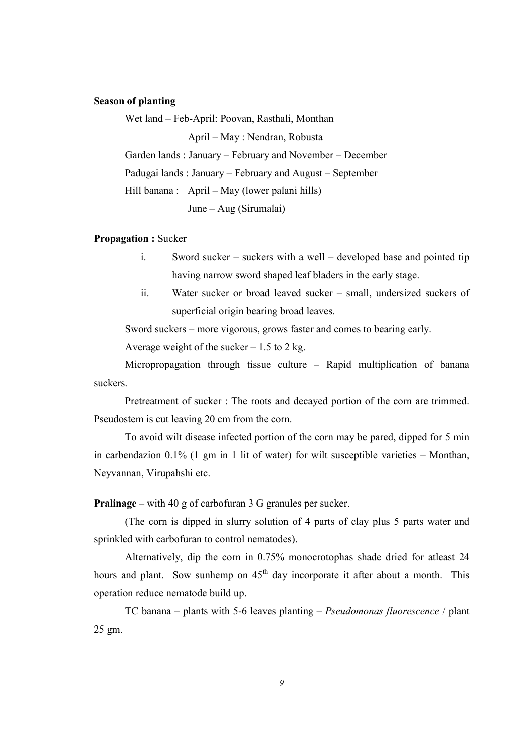**Season of planting**

Wet land – Feb-April: Poovan, Rasthali, Monthan

April – May : Nendran, Robusta

Garden lands : January – February and November – December

Padugai lands : January – February and August – September

Hill banana : April – May (lower palani hills)

June – Aug (Sirumalai)

**Propagation :** Sucker

i. Sword sucker – suckers with a well – developed base and pointed tip having narrow sword shaped leaf bladers in the early stage.

ii. Water sucker or broad leaved sucker – small, undersized suckers of superficial origin bearing broad leaves.

Sword suckers – more vigorous, grows faster and comes to bearing early.

Average weight of the sucker – 1.5 to 2 kg.

Micropropagation through tissue culture – Rapid multiplication of banana suckers.

Pretreatment of sucker : The roots and decayed portion of the corn are trimmed. Pseudostem is cut leaving 20 cm from the corn.

To avoid wilt disease infected portion of the corn may be pared, dipped for 5 min in carbendazion 0.1% (1 gm in 1 lit of water) for wilt susceptible varieties – Monthan, Neyvannan, Virupahshi etc.

**Pralinage** – with 40 g of carbofuran 3 G granules per sucker.

(The corn is dipped in slurry solution of 4 parts of clay plus 5 parts water and sprinkled with carbofuran to control nematodes).

Alternatively, dip the corn in 0.75% monocrotophas shade dried for atleast 24 hours and plant. Sow sunhemp on 45$^{th}$ day incorporate it after about a month. This operation reduce nematode build up.

TC banana – plants with 5-6 leaves planting – *Pseudomonas fluorescence* / plant 25 gm.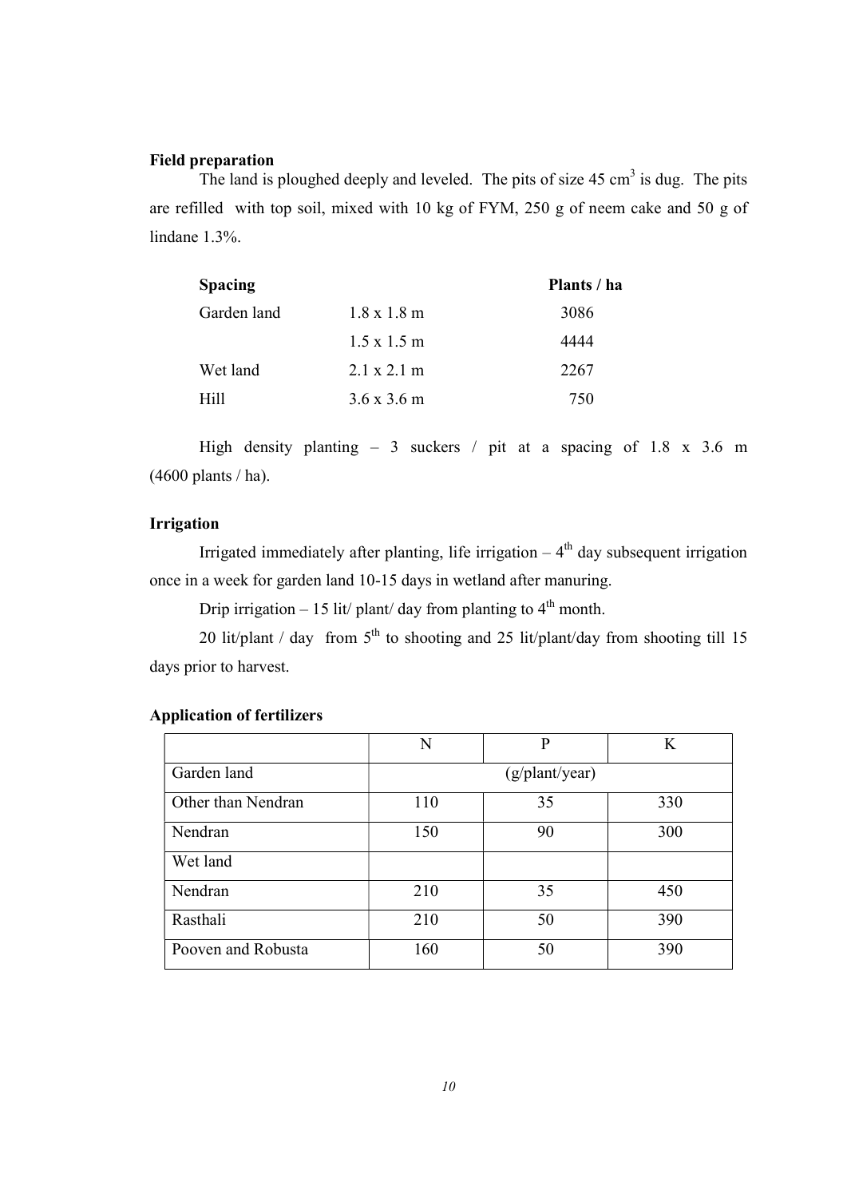**Field preparation**

The land is ploughed deeply and leveled. The pits of size 45 $cm^3$ is dug. The pits are refilled with top soil, mixed with 10 kg of FYM, 250 g of neem cake and 50 g of lindane 1.3%.

| Spacing | | Plants / ha |
|---|---|---|
| Garden land | 1.8 x 1.8 m | 3086 |
| | 1.5 x 1.5 m | 4444 |
| Wet land | 2.1 x 2.1 m | 2267 |
| Hill | 3.6 x 3.6 m | 750 |

High density planting – 3 suckers / pit at a spacing of 1.8 x 3.6 m (4600 plants / ha).

**Irrigation**

Irrigated immediately after planting, life irrigation – 4th day subsequent irrigation once in a week for garden land 10-15 days in wetland after manuring.

Drip irrigation – 15 lit/ plant/ day from planting to 4th month.

20 lit/plant / day from 5th to shooting and 25 lit/plant/day from shooting till 15 days prior to harvest.

**Application of fertilizers**

| | N | P | K |
|---|---|---|---|
| Garden land | (g/plant/year) | | |
| Other than Nendran | 110 | 35 | 330 |
| Nendran | 150 | 90 | 300 |
| Wet land | | | |
| Nendran | 210 | 35 | 450 |
| Rasthali | 210 | 50 | 390 |
| Pooven and Robusta | 160 | 50 | 390 |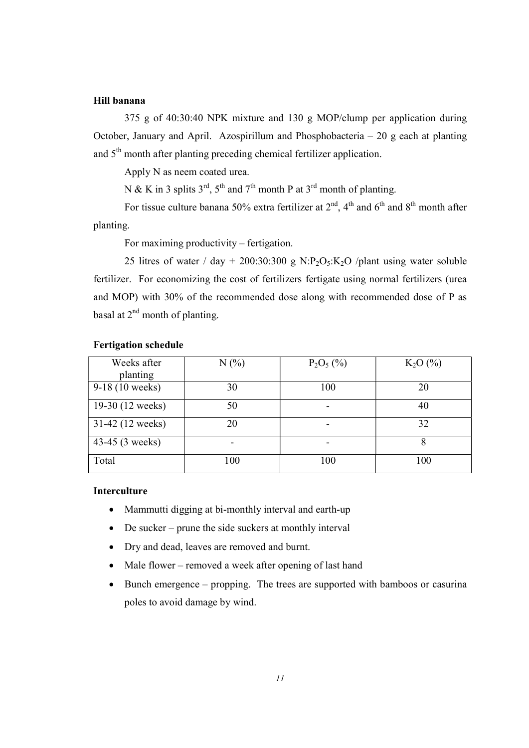**Hill banana**

375 g of 40:30:40 NPK mixture and 130 g MOP/clump per application during October, January and April. Azospirillum and Phosphobacteria – 20 g each at planting and 5th month after planting preceding chemical fertilizer application.

Apply N as neem coated urea.

N & K in 3 splits 3rd, 5th and 7th month P at 3rd month of planting.

For tissue culture banana 50% extra fertilizer at 2nd, 4th and 6th and 8th month after planting.

For maximing productivity – fertigation.

25 litres of water / day + 200:30:300 g $N:P_2O_5:K_2O$ /plant using water soluble fertilizer. For economizing the cost of fertilizers fertigate using normal fertilizers (urea and MOP) with 30% of the recommended dose along with recommended dose of P as basal at 2nd month of planting.

**Fertigation schedule**

| Weeks after planting | N (%) | $P_2O_5$ (%) | $K_2O$ (%) |
|---|---|---|---|
| 9-18 (10 weeks) | 30 | 100 | 20 |
| 19-30 (12 weeks) | 50 | - | 40 |
| 31-42 (12 weeks) | 20 | - | 32 |
| 43-45 (3 weeks) | - | - | 8 |
| Total | 100 | 100 | 100 |

**Interculture**

- Mammutti digging at bi-monthly interval and earth-up
- De sucker – prune the side suckers at monthly interval
- Dry and dead, leaves are removed and burnt.
- Male flower – removed a week after opening of last hand
- Bunch emergence – propping. The trees are supported with bamboos or casurina poles to avoid damage by wind.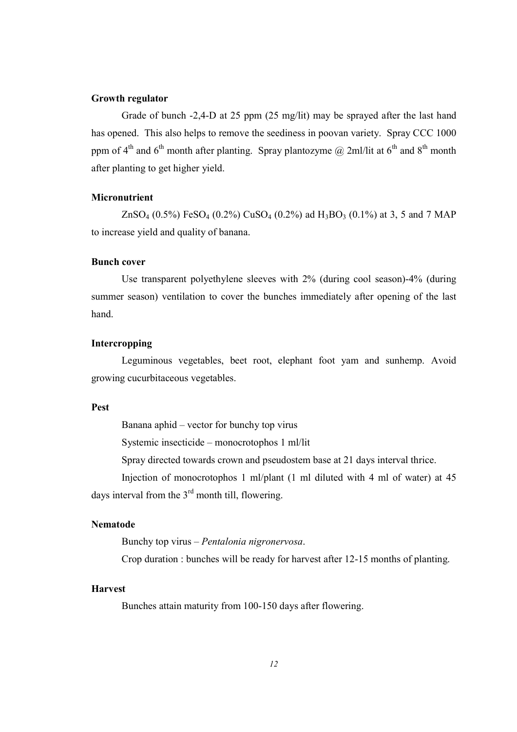#### **Growth regulator**

Grade of bunch -2,4-D at 25 ppm (25 mg/lit) may be sprayed after the last hand has opened. This also helps to remove the seediness in poovan variety. Spray CCC 1000 ppm of 4$^{th}$ and 6$^{th}$ month after planting. Spray plantozyme @ 2ml/lit at 6$^{th}$ and 8$^{th}$ month after planting to get higher yield.

#### **Micronutrient**

$ZnSO_4$ (0.5%) $FeSO_4$ (0.2%) $CuSO_4$ (0.2%) ad $H_3BO_3$ (0.1%) at 3, 5 and 7 MAP to increase yield and quality of banana.

#### **Bunch cover**

Use transparent polyethylene sleeves with 2% (during cool season)-4% (during summer season) ventilation to cover the bunches immediately after opening of the last hand.

#### **Intercropping**

Leguminous vegetables, beet root, elephant foot yam and sunhemp. Avoid growing cucurbitaceous vegetables.

#### **Pest**

Banana aphid – vector for bunchy top virus

Systemic insecticide – monocrotophos 1 ml/lit

Spray directed towards crown and pseudostem base at 21 days interval thrice.

Injection of monocrotophos 1 ml/plant (1 ml diluted with 4 ml of water) at 45 days interval from the 3$^{rd}$ month till, flowering.

#### **Nematode**

Bunchy top virus – *Pentalonia nigronervosa*.

Crop duration : bunches will be ready for harvest after 12-15 months of planting.

#### **Harvest**

Bunches attain maturity from 100-150 days after flowering.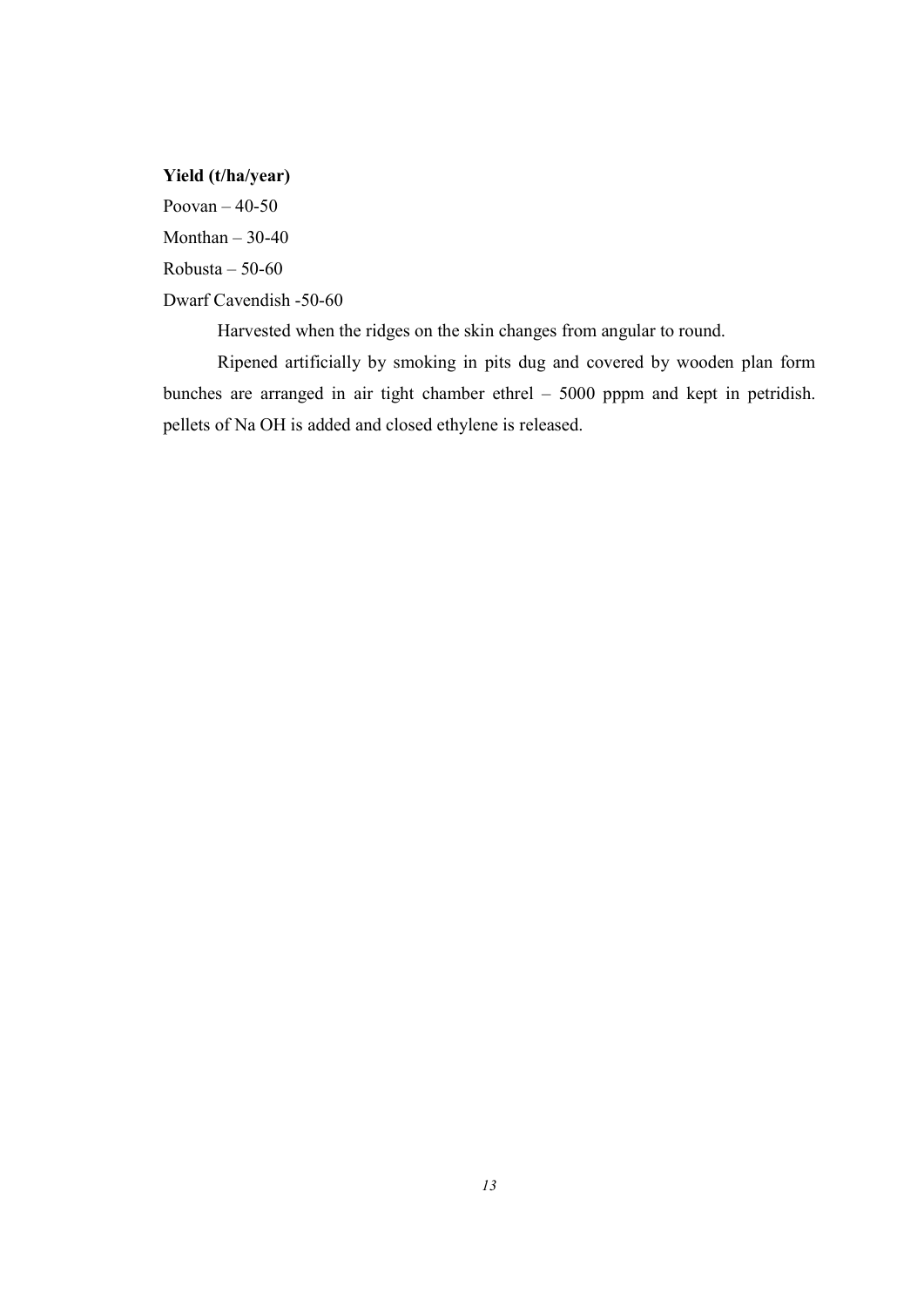**Yield (t/ha/year)**

Poovan – 40-50

Monthan – 30-40

Robusta – 50-60

Dwarf Cavendish -50-60

Harvested when the ridges on the skin changes from angular to round.

Ripened artificially by smoking in pits dug and covered by wooden plan form bunches are arranged in air tight chamber ethrel – 5000 pppm and kept in petridish. pellets of Na OH is added and closed ethylene is released.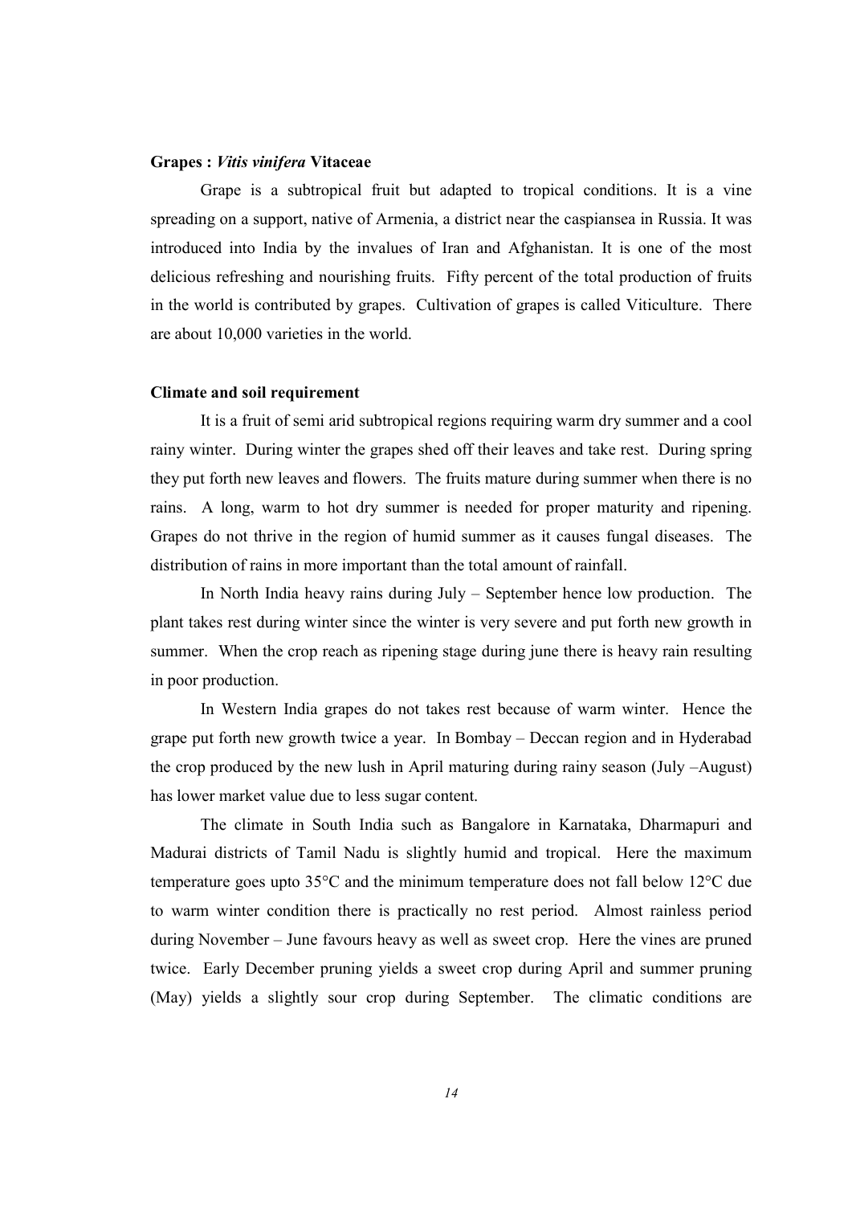**Grapes : *Vitis vinifera* Vitaceae**

Grape is a subtropical fruit but adapted to tropical conditions. It is a vine spreading on a support, native of Armenia, a district near the caspiansea in Russia. It was introduced into India by the invalues of Iran and Afghanistan. It is one of the most delicious refreshing and nourishing fruits. Fifty percent of the total production of fruits in the world is contributed by grapes. Cultivation of grapes is called Viticulture. There are about 10,000 varieties in the world.

**Climate and soil requirement**

It is a fruit of semi arid subtropical regions requiring warm dry summer and a cool rainy winter. During winter the grapes shed off their leaves and take rest. During spring they put forth new leaves and flowers. The fruits mature during summer when there is no rains. A long, warm to hot dry summer is needed for proper maturity and ripening. Grapes do not thrive in the region of humid summer as it causes fungal diseases. The distribution of rains in more important than the total amount of rainfall.

In North India heavy rains during July – September hence low production. The plant takes rest during winter since the winter is very severe and put forth new growth in summer. When the crop reach as ripening stage during june there is heavy rain resulting in poor production.

In Western India grapes do not takes rest because of warm winter. Hence the grape put forth new growth twice a year. In Bombay – Deccan region and in Hyderabad the crop produced by the new lush in April maturing during rainy season (July –August) has lower market value due to less sugar content.

The climate in South India such as Bangalore in Karnataka, Dharmapuri and Madurai districts of Tamil Nadu is slightly humid and tropical. Here the maximum temperature goes upto 35°C and the minimum temperature does not fall below 12°C due to warm winter condition there is practically no rest period. Almost rainless period during November – June favours heavy as well as sweet crop. Here the vines are pruned twice. Early December pruning yields a sweet crop during April and summer pruning (May) yields a slightly sour crop during September. The climatic conditions are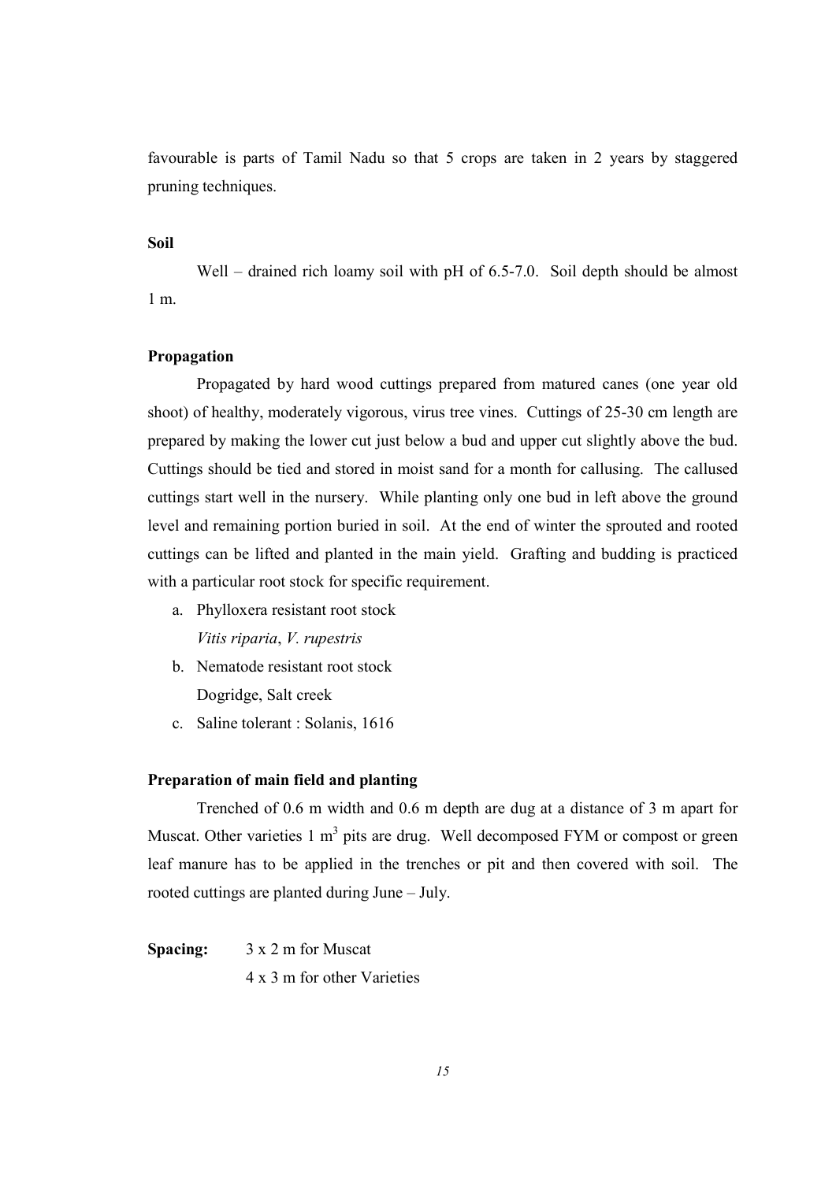favourable is parts of Tamil Nadu so that 5 crops are taken in 2 years by staggered pruning techniques.

**Soil**

Well – drained rich loamy soil with pH of 6.5-7.0. Soil depth should be almost 1 m.

**Propagation**

Propagated by hard wood cuttings prepared from matured canes (one year old shoot) of healthy, moderately vigorous, virus tree vines. Cuttings of 25-30 cm length are prepared by making the lower cut just below a bud and upper cut slightly above the bud. Cuttings should be tied and stored in moist sand for a month for callusing. The callused cuttings start well in the nursery. While planting only one bud in left above the ground level and remaining portion buried in soil. At the end of winter the sprouted and rooted cuttings can be lifted and planted in the main yield. Grafting and budding is practiced with a particular root stock for specific requirement.

a. Phylloxera resistant root stock
   *Vitis riparia*, *V. rupestris*
b. Nematode resistant root stock
   Dogridge, Salt creek
c. Saline tolerant : Solanis, 1616

**Preparation of main field and planting**

Trenched of 0.6 m width and 0.6 m depth are dug at a distance of 3 m apart for Muscat. Other varieties 1 $m^3$ pits are drug. Well decomposed FYM or compost or green leaf manure has to be applied in the trenches or pit and then covered with soil. The rooted cuttings are planted during June – July.

**Spacing:** 3 x 2 m for Muscat
4 x 3 m for other Varieties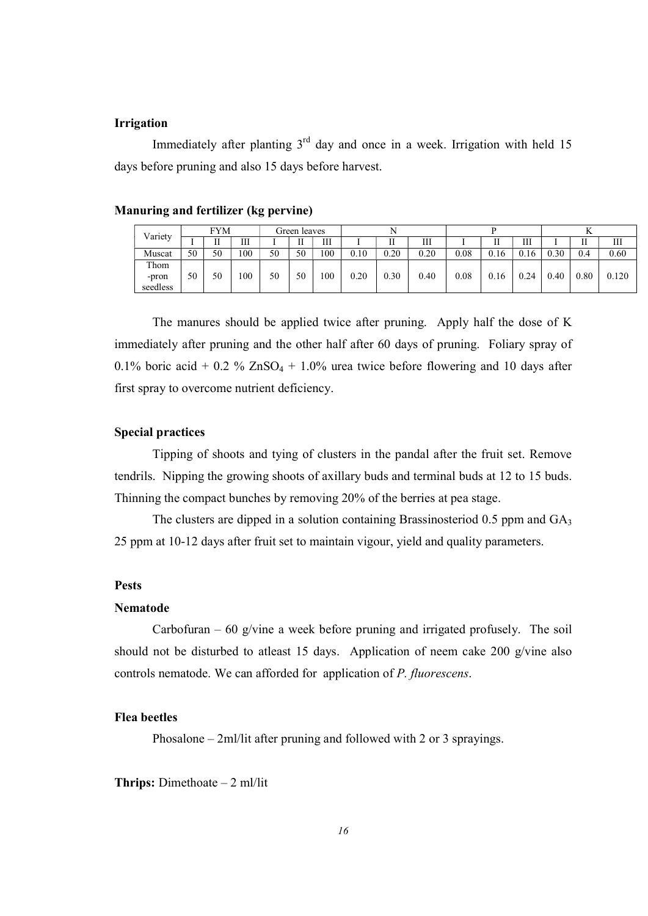**Irrigation**

Immediately after planting 3rd day and once in a week. Irrigation with held 15 days before pruning and also 15 days before harvest.

**Manuring and fertilizer (kg pervine)**

| Variety | FYM | | | Green leaves | | | N | | | P | | | K | | |
|---|---|---|---|---|---|---|---|---|---|---|---|---|---|---|---|
| | I | II | III | I | II | III | I | II | III | I | II | III | I | II | III |
| Muscat | 50 | 50 | 100 | 50 | 50 | 100 | 0.10 | 0.20 | 0.20 | 0.08 | 0.16 | 0.16 | 0.30 | 0.4 | 0.60 |
| Thom -pron seedless | 50 | 50 | 100 | 50 | 50 | 100 | 0.20 | 0.30 | 0.40 | 0.08 | 0.16 | 0.24 | 0.40 | 0.80 | 0.120 |

The manures should be applied twice after pruning. Apply half the dose of K immediately after pruning and the other half after 60 days of pruning. Foliary spray of 0.1% boric acid + 0.2 % $ZnSO_4$ + 1.0% urea twice before flowering and 10 days after first spray to overcome nutrient deficiency.

**Special practices**

Tipping of shoots and tying of clusters in the pandal after the fruit set. Remove tendrils. Nipping the growing shoots of axillary buds and terminal buds at 12 to 15 buds. Thinning the compact bunches by removing 20% of the berries at pea stage.

The clusters are dipped in a solution containing Brassinosteriod 0.5 ppm and $GA_3$ 25 ppm at 10-12 days after fruit set to maintain vigour, yield and quality parameters.

**Pests**

**Nematode**

Carbofuran – 60 g/vine a week before pruning and irrigated profusely. The soil should not be disturbed to atleast 15 days. Application of neem cake 200 g/vine also controls nematode. We can afforded for application of *P. fluorescens*.

**Flea beetles**

Phosalone – 2ml/lit after pruning and followed with 2 or 3 sprayings.

**Thrips:** Dimethoate – 2 ml/lit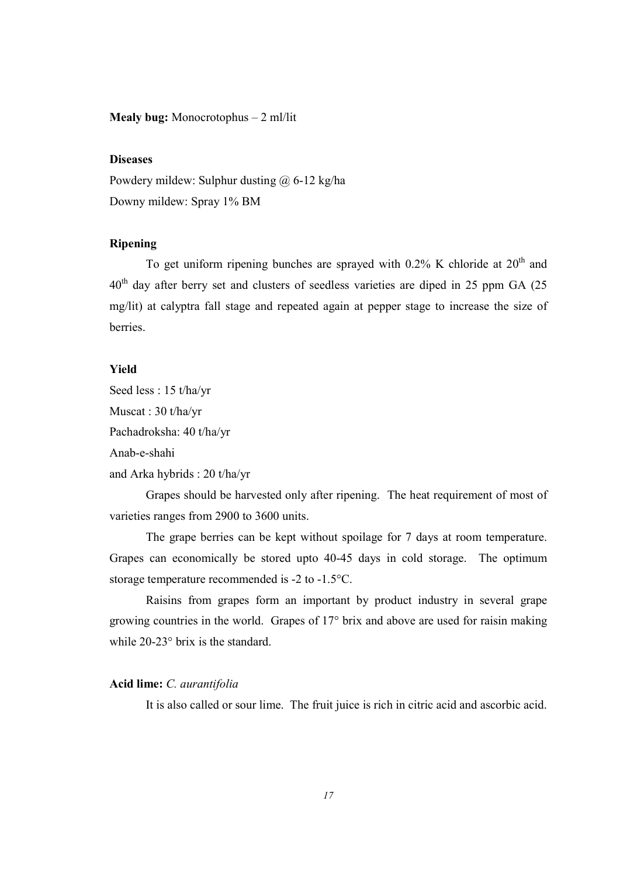**Mealy bug:** Monocrotophus – 2 ml/lit

**Diseases**

Powdery mildew: Sulphur dusting @ 6-12 kg/ha

Downy mildew: Spray 1% BM

**Ripening**

To get uniform ripening bunches are sprayed with 0.2% K chloride at 20th and 40th day after berry set and clusters of seedless varieties are diped in 25 ppm GA (25 mg/lit) at calyptra fall stage and repeated again at pepper stage to increase the size of berries.

**Yield**

Seed less : 15 t/ha/yr

Muscat : 30 t/ha/yr

Pachadroksha: 40 t/ha/yr

Anab-e-shahi

and Arka hybrids : 20 t/ha/yr

Grapes should be harvested only after ripening. The heat requirement of most of varieties ranges from 2900 to 3600 units.

The grape berries can be kept without spoilage for 7 days at room temperature. Grapes can economically be stored upto 40-45 days in cold storage. The optimum storage temperature recommended is -2 to -1.5°C.

Raisins from grapes form an important by product industry in several grape growing countries in the world. Grapes of 17° brix and above are used for raisin making while 20-23° brix is the standard.

**Acid lime:** *C. aurantifolia*

It is also called or sour lime. The fruit juice is rich in citric acid and ascorbic acid.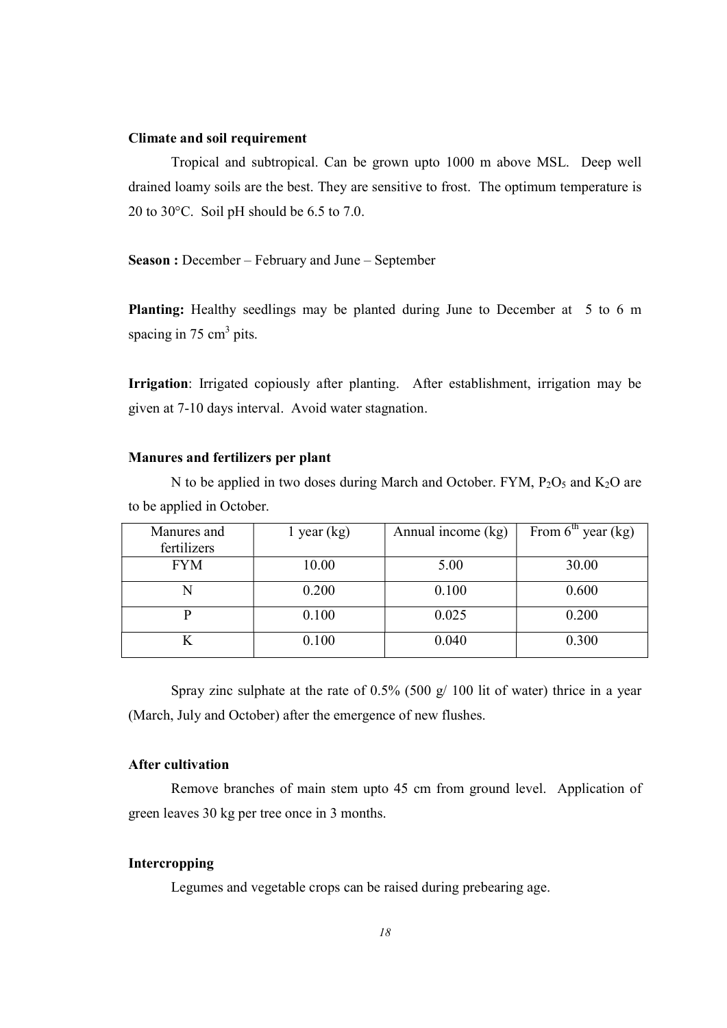**Climate and soil requirement**

Tropical and subtropical. Can be grown upto 1000 m above MSL. Deep well drained loamy soils are the best. They are sensitive to frost. The optimum temperature is 20 to 30°C. Soil pH should be 6.5 to 7.0.

**Season :** December – February and June – September

**Planting:** Healthy seedlings may be planted during June to December at 5 to 6 m spacing in 75 $cm^3$ pits.

**Irrigation**: Irrigated copiously after planting. After establishment, irrigation may be given at 7-10 days interval. Avoid water stagnation.

**Manures and fertilizers per plant**

N to be applied in two doses during March and October. FYM, $P_2O_5$ and $K_2O$ are to be applied in October.

| Manures and fertilizers | 1 year (kg) | Annual income (kg) | From 6$^{th}$ year (kg) |
|---|---|---|---|
| FYM | 10.00 | 5.00 | 30.00 |
| N | 0.200 | 0.100 | 0.600 |
| P | 0.100 | 0.025 | 0.200 |
| K | 0.100 | 0.040 | 0.300 |

Spray zinc sulphate at the rate of 0.5% (500 g/ 100 lit of water) thrice in a year (March, July and October) after the emergence of new flushes.

**After cultivation**

Remove branches of main stem upto 45 cm from ground level. Application of green leaves 30 kg per tree once in 3 months.

**Intercropping**

Legumes and vegetable crops can be raised during prebearing age.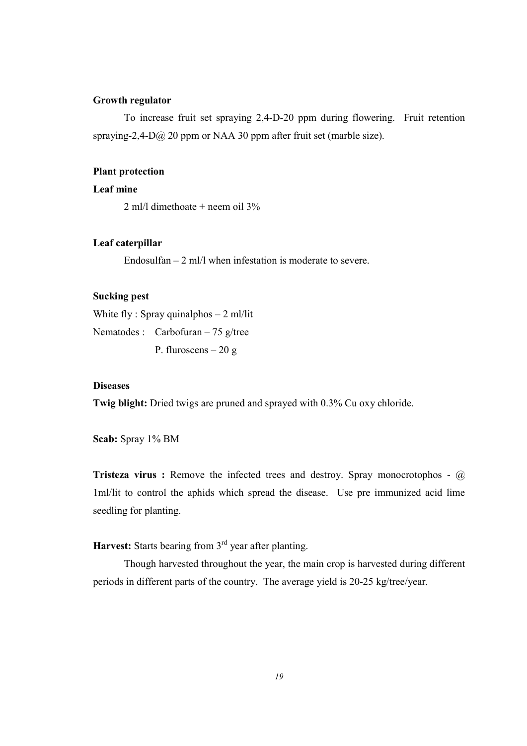**Growth regulator**

To increase fruit set spraying 2,4-D-20 ppm during flowering. Fruit retention spraying-2,4-D@ 20 ppm or NAA 30 ppm after fruit set (marble size).

**Plant protection**

**Leaf mine**

2 ml/l dimethoate + neem oil 3%

**Leaf caterpillar**

Endosulfan – 2 ml/l when infestation is moderate to severe.

**Sucking pest**

White fly : Spray quinalphos – 2 ml/lit

Nematodes : Carbofuran – 75 g/tree

P. fluroscens – 20 g

**Diseases**

**Twig blight:** Dried twigs are pruned and sprayed with 0.3% Cu oxy chloride.

**Scab:** Spray 1% BM

**Tristeza virus :** Remove the infected trees and destroy. Spray monocrotophos - @ 1ml/lit to control the aphids which spread the disease. Use pre immunized acid lime seedling for planting.

**Harvest:** Starts bearing from 3rd year after planting.

Though harvested throughout the year, the main crop is harvested during different periods in different parts of the country. The average yield is 20-25 kg/tree/year.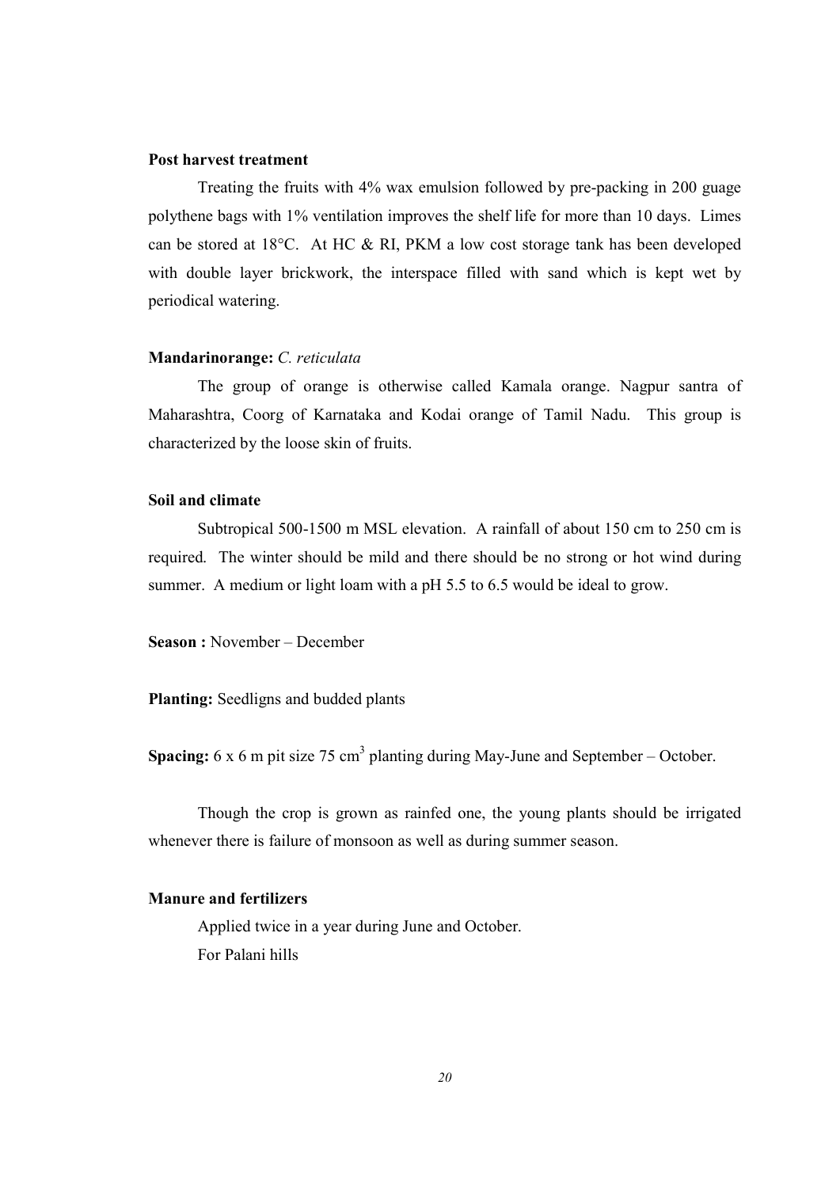**Post harvest treatment**

Treating the fruits with 4% wax emulsion followed by pre-packing in 200 guage polythene bags with 1% ventilation improves the shelf life for more than 10 days. Limes can be stored at 18°C. At HC & RI, PKM a low cost storage tank has been developed with double layer brickwork, the interspace filled with sand which is kept wet by periodical watering.

**Mandarinorange:** *C. reticulata*

The group of orange is otherwise called Kamala orange. Nagpur santra of Maharashtra, Coorg of Karnataka and Kodai orange of Tamil Nadu. This group is characterized by the loose skin of fruits.

**Soil and climate**

Subtropical 500-1500 m MSL elevation. A rainfall of about 150 cm to 250 cm is required. The winter should be mild and there should be no strong or hot wind during summer. A medium or light loam with a pH 5.5 to 6.5 would be ideal to grow.

**Season :** November – December

**Planting:** Seedligns and budded plants

**Spacing:** 6 x 6 m pit size 75 $cm^3$ planting during May-June and September – October.

Though the crop is grown as rainfed one, the young plants should be irrigated whenever there is failure of monsoon as well as during summer season.

**Manure and fertilizers**

Applied twice in a year during June and October.

For Palani hills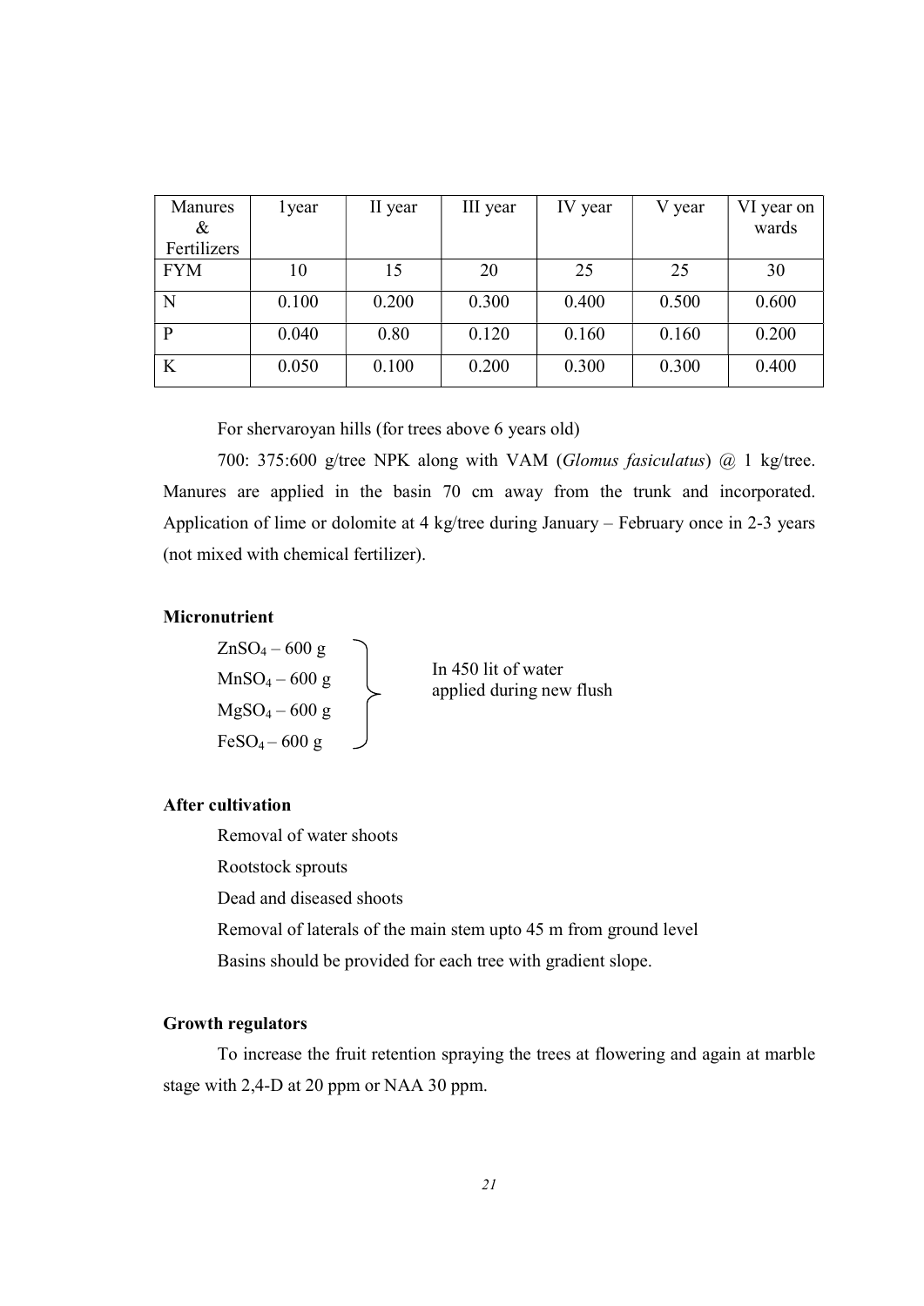| Manures & Fertilizers | 1year | II year | III year | IV year | V year | VI year on wards |
|---|---|---|---|---|---|---|
| FYM | 10 | 15 | 20 | 25 | 25 | 30 |
| N | 0.100 | 0.200 | 0.300 | 0.400 | 0.500 | 0.600 |
| P | 0.040 | 0.80 | 0.120 | 0.160 | 0.160 | 0.200 |
| K | 0.050 | 0.100 | 0.200 | 0.300 | 0.300 | 0.400 |

For shervaroyan hills (for trees above 6 years old)

700: 375:600 g/tree NPK along with VAM (*Glomus fasiculatus*) @ 1 kg/tree. Manures are applied in the basin 70 cm away from the trunk and incorporated. Application of lime or dolomite at 4 kg/tree during January – February once in 2-3 years (not mixed with chemical fertilizer).

### Micronutrient

$ZnSO_4$ – 600 g
$MnSO_4$ – 600 g
$MgSO_4$ – 600 g
$FeSO_4$ – 600 g

In 450 lit of water applied during new flush

### After cultivation

Removal of water shoots

Rootstock sprouts

Dead and diseased shoots

Removal of laterals of the main stem upto 45 m from ground level

Basins should be provided for each tree with gradient slope.

### Growth regulators

To increase the fruit retention spraying the trees at flowering and again at marble stage with 2,4-D at 20 ppm or NAA 30 ppm.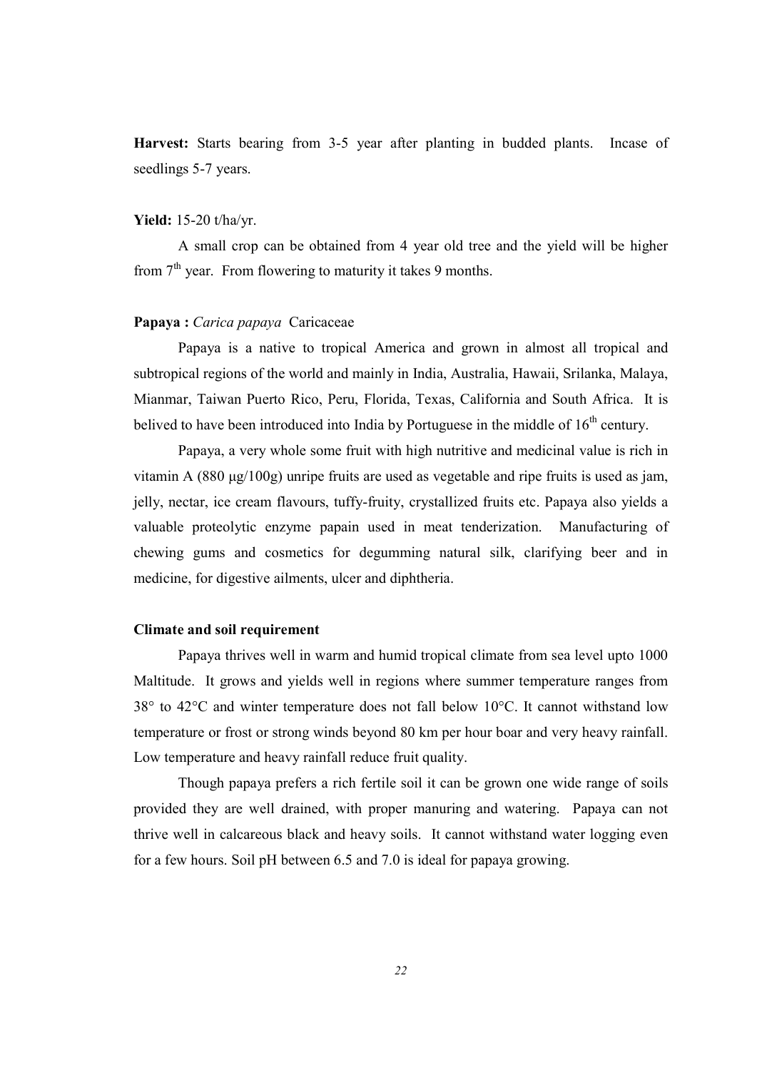**Harvest:** Starts bearing from 3-5 year after planting in budded plants. Incase of seedlings 5-7 years.

**Yield:** 15-20 t/ha/yr.

A small crop can be obtained from 4 year old tree and the yield will be higher from 7th year. From flowering to maturity it takes 9 months.

**Papaya :** *Carica papaya* Caricaceae

Papaya is a native to tropical America and grown in almost all tropical and subtropical regions of the world and mainly in India, Australia, Hawaii, Srilanka, Malaya, Mianmar, Taiwan Puerto Rico, Peru, Florida, Texas, California and South Africa. It is belived to have been introduced into India by Portuguese in the middle of 16th century.

Papaya, a very whole some fruit with high nutritive and medicinal value is rich in vitamin A (880 μg/100g) unripe fruits are used as vegetable and ripe fruits is used as jam, jelly, nectar, ice cream flavours, tuffy-fruity, crystallized fruits etc. Papaya also yields a valuable proteolytic enzyme papain used in meat tenderization. Manufacturing of chewing gums and cosmetics for degumming natural silk, clarifying beer and in medicine, for digestive ailments, ulcer and diphtheria.

**Climate and soil requirement**

Papaya thrives well in warm and humid tropical climate from sea level upto 1000 Maltitude. It grows and yields well in regions where summer temperature ranges from 38° to 42°C and winter temperature does not fall below 10°C. It cannot withstand low temperature or frost or strong winds beyond 80 km per hour boar and very heavy rainfall. Low temperature and heavy rainfall reduce fruit quality.

Though papaya prefers a rich fertile soil it can be grown one wide range of soils provided they are well drained, with proper manuring and watering. Papaya can not thrive well in calcareous black and heavy soils. It cannot withstand water logging even for a few hours. Soil pH between 6.5 and 7.0 is ideal for papaya growing.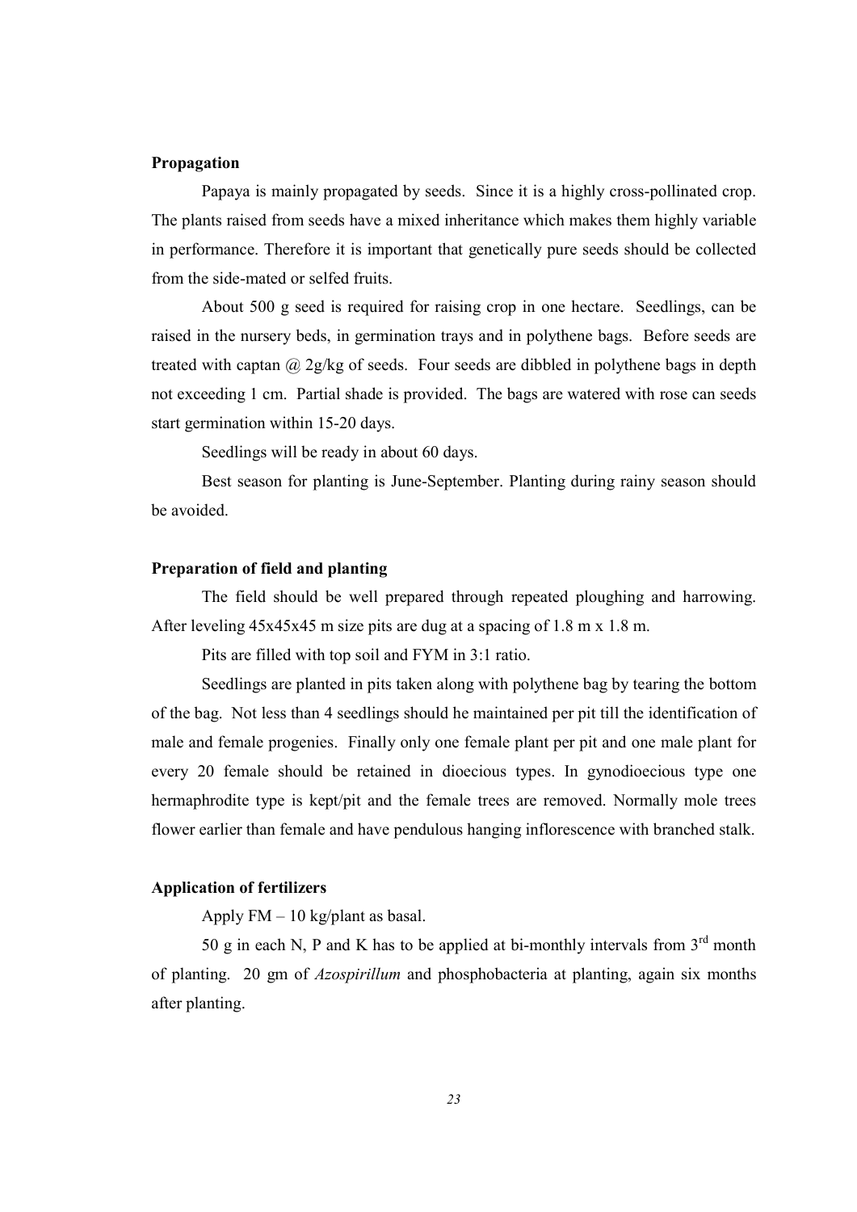**Propagation**

Papaya is mainly propagated by seeds. Since it is a highly cross-pollinated crop. The plants raised from seeds have a mixed inheritance which makes them highly variable in performance. Therefore it is important that genetically pure seeds should be collected from the side-mated or selfed fruits.

About 500 g seed is required for raising crop in one hectare. Seedlings, can be raised in the nursery beds, in germination trays and in polythene bags. Before seeds are treated with captan @ 2g/kg of seeds. Four seeds are dibbled in polythene bags in depth not exceeding 1 cm. Partial shade is provided. The bags are watered with rose can seeds start germination within 15-20 days.

Seedlings will be ready in about 60 days.

Best season for planting is June-September. Planting during rainy season should be avoided.

**Preparation of field and planting**

The field should be well prepared through repeated ploughing and harrowing. After leveling 45x45x45 m size pits are dug at a spacing of 1.8 m x 1.8 m.

Pits are filled with top soil and FYM in 3:1 ratio.

Seedlings are planted in pits taken along with polythene bag by tearing the bottom of the bag. Not less than 4 seedlings should he maintained per pit till the identification of male and female progenies. Finally only one female plant per pit and one male plant for every 20 female should be retained in dioecious types. In gynodioecious type one hermaphrodite type is kept/pit and the female trees are removed. Normally mole trees flower earlier than female and have pendulous hanging inflorescence with branched stalk.

**Application of fertilizers**

Apply FM – 10 kg/plant as basal.

50 g in each N, P and K has to be applied at bi-monthly intervals from 3rd month of planting. 20 gm of *Azospirillum* and phosphobacteria at planting, again six months after planting.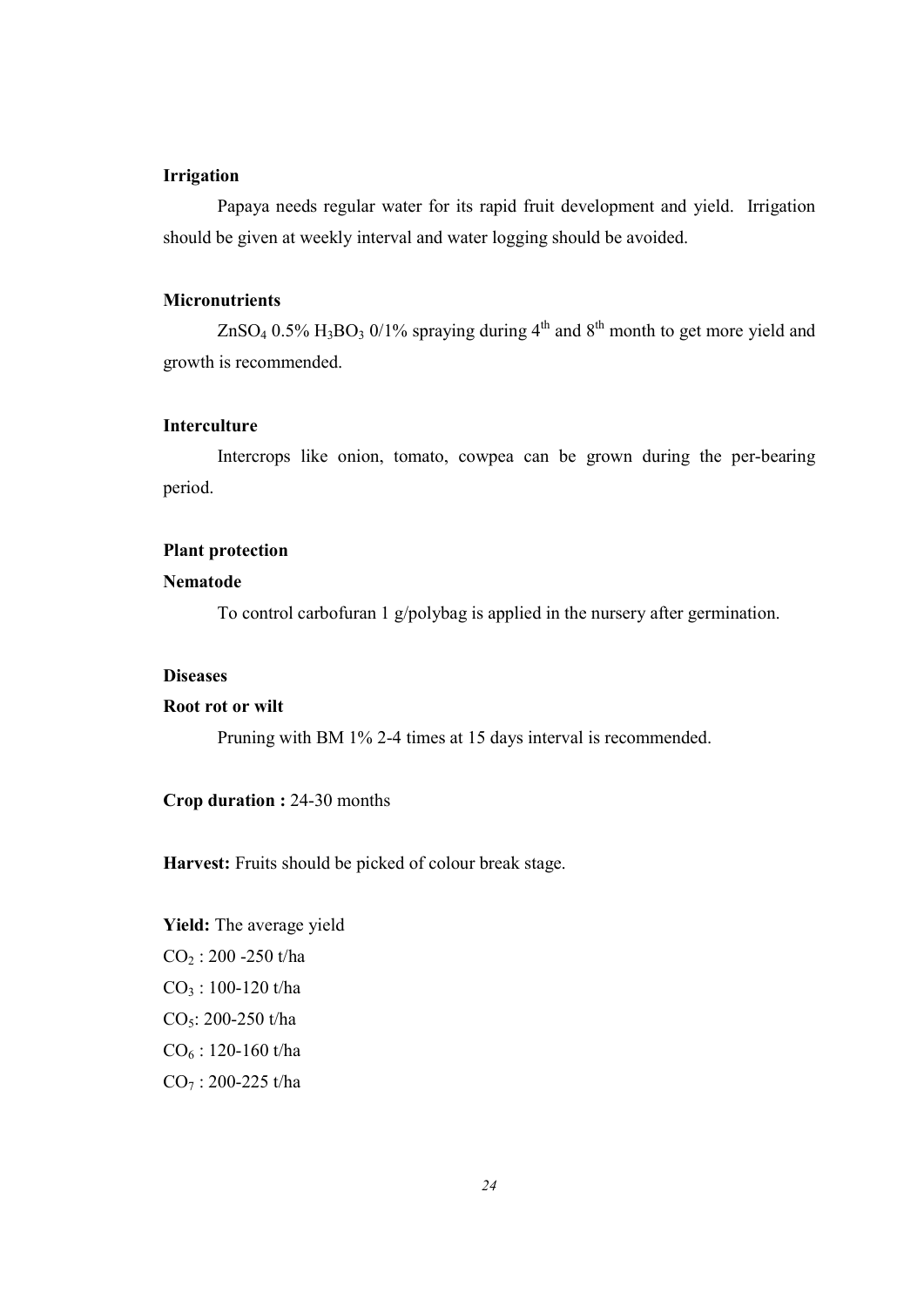**Irrigation**

Papaya needs regular water for its rapid fruit development and yield. Irrigation should be given at weekly interval and water logging should be avoided.

**Micronutrients**

$ZnSO_4$ 0.5% $H_3BO_3$ 0/1% spraying during 4$^{th}$ and 8$^{th}$ month to get more yield and growth is recommended.

**Interculture**

Intercrops like onion, tomato, cowpea can be grown during the per-bearing period.

**Plant protection**

**Nematode**

To control carbofuran 1 g/polybag is applied in the nursery after germination.

**Diseases**

**Root rot or wilt**

Pruning with BM 1% 2-4 times at 15 days interval is recommended.

**Crop duration :** 24-30 months

**Harvest:** Fruits should be picked of colour break stage.

**Yield:** The average yield

$CO_2$ : 200 -250 t/ha

$CO_3$ : 100-120 t/ha

$CO_5$: 200-250 t/ha

$CO_6$ : 120-160 t/ha

$CO_7$ : 200-225 t/ha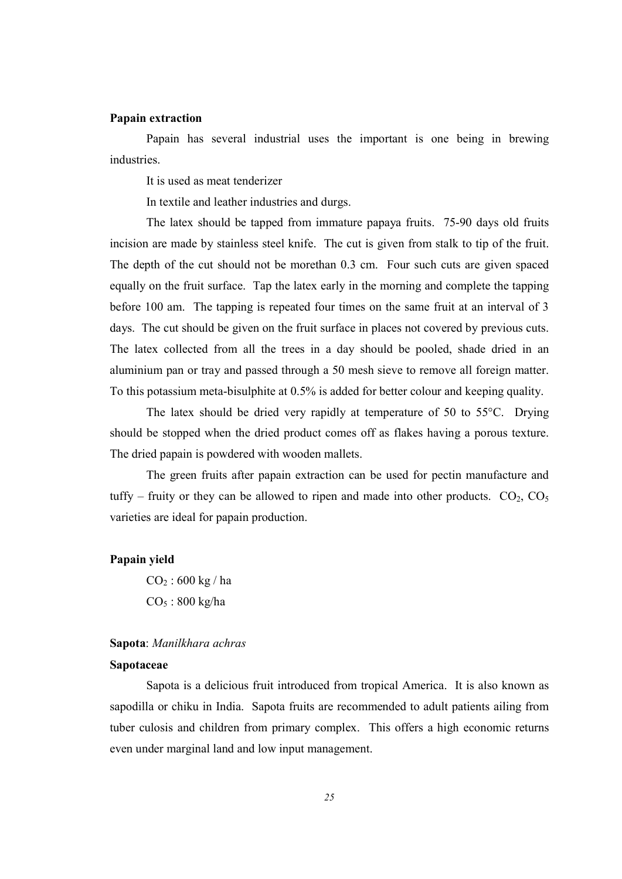**Papain extraction**

Papain has several industrial uses the important is one being in brewing industries.

It is used as meat tenderizer

In textile and leather industries and durgs.

The latex should be tapped from immature papaya fruits. 75-90 days old fruits incision are made by stainless steel knife. The cut is given from stalk to tip of the fruit. The depth of the cut should not be morethan 0.3 cm. Four such cuts are given spaced equally on the fruit surface. Tap the latex early in the morning and complete the tapping before 100 am. The tapping is repeated four times on the same fruit at an interval of 3 days. The cut should be given on the fruit surface in places not covered by previous cuts. The latex collected from all the trees in a day should be pooled, shade dried in an aluminium pan or tray and passed through a 50 mesh sieve to remove all foreign matter. To this potassium meta-bisulphite at 0.5% is added for better colour and keeping quality.

The latex should be dried very rapidly at temperature of 50 to 55°C. Drying should be stopped when the dried product comes off as flakes having a porous texture. The dried papain is powdered with wooden mallets.

The green fruits after papain extraction can be used for pectin manufacture and tuffy – fruity or they can be allowed to ripen and made into other products. $CO_2$, $CO_5$ varieties are ideal for papain production.

**Papain yield**

$CO_2$ : 600 kg / ha

$CO_5$ : 800 kg/ha

**Sapota**: *Manilkhara achras*

**Sapotaceae**

Sapota is a delicious fruit introduced from tropical America. It is also known as sapodilla or chiku in India. Sapota fruits are recommended to adult patients ailing from tuber culosis and children from primary complex. This offers a high economic returns even under marginal land and low input management.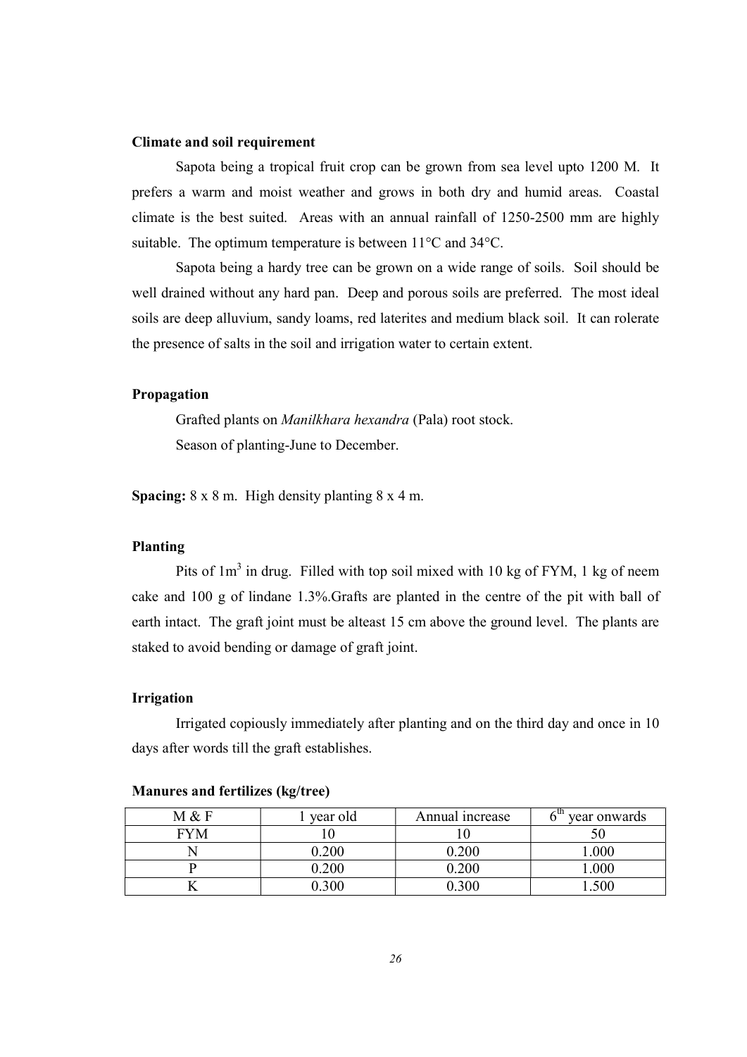**Climate and soil requirement**

Sapota being a tropical fruit crop can be grown from sea level upto 1200 M. It prefers a warm and moist weather and grows in both dry and humid areas. Coastal climate is the best suited. Areas with an annual rainfall of 1250-2500 mm are highly suitable. The optimum temperature is between 11°C and 34°C.

Sapota being a hardy tree can be grown on a wide range of soils. Soil should be well drained without any hard pan. Deep and porous soils are preferred. The most ideal soils are deep alluvium, sandy loams, red laterites and medium black soil. It can rolerate the presence of salts in the soil and irrigation water to certain extent.

**Propagation**

Grafted plants on *Manilkhara hexandra* (Pala) root stock.

Season of planting-June to December.

**Spacing:** 8 x 8 m. High density planting 8 x 4 m.

**Planting**

Pits of 1m$^3$ in drug. Filled with top soil mixed with 10 kg of FYM, 1 kg of neem cake and 100 g of lindane 1.3%.Grafts are planted in the centre of the pit with ball of earth intact. The graft joint must be alteast 15 cm above the ground level. The plants are staked to avoid bending or damage of graft joint.

**Irrigation**

Irrigated copiously immediately after planting and on the third day and once in 10 days after words till the graft establishes.

**Manures and fertilizes (kg/tree)**

| M & F | 1 year old | Annual increase | 6$^{th}$ year onwards |
|---|---|---|---|
| FYM | 10 | 10 | 50 |
| N | 0.200 | 0.200 | 1.000 |
| P | 0.200 | 0.200 | 1.000 |
| K | 0.300 | 0.300 | 1.500 |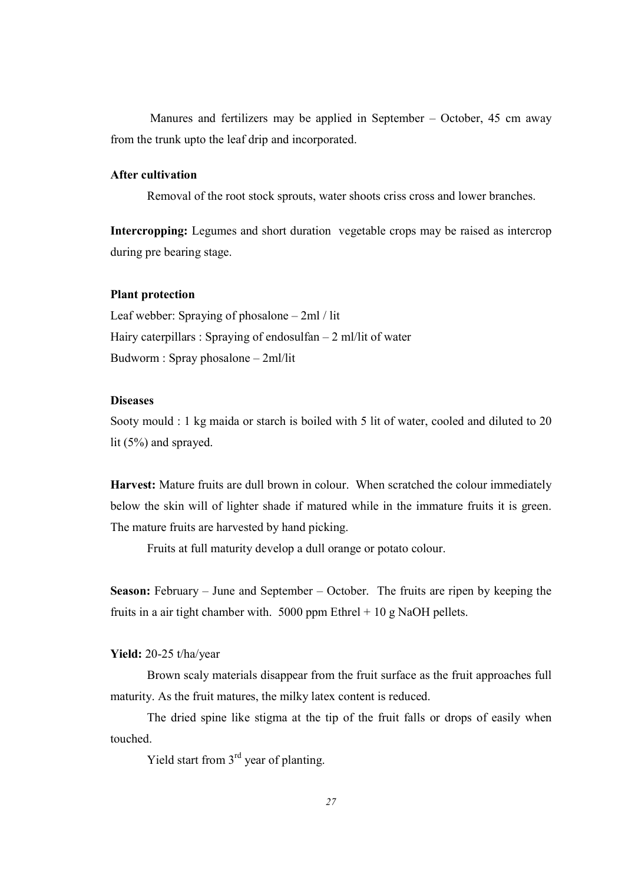Manures and fertilizers may be applied in September – October, 45 cm away from the trunk upto the leaf drip and incorporated.

**After cultivation**

Removal of the root stock sprouts, water shoots criss cross and lower branches.

**Intercropping:** Legumes and short duration vegetable crops may be raised as intercrop during pre bearing stage.

**Plant protection**

Leaf webber: Spraying of phosalone – 2ml / lit
Hairy caterpillars : Spraying of endosulfan – 2 ml/lit of water
Budworm : Spray phosalone – 2ml/lit

**Diseases**

Sooty mould : 1 kg maida or starch is boiled with 5 lit of water, cooled and diluted to 20 lit (5%) and sprayed.

**Harvest:** Mature fruits are dull brown in colour. When scratched the colour immediately below the skin will of lighter shade if matured while in the immature fruits it is green. The mature fruits are harvested by hand picking.

Fruits at full maturity develop a dull orange or potato colour.

**Season:** February – June and September – October. The fruits are ripen by keeping the fruits in a air tight chamber with. 5000 ppm Ethrel + 10 g NaOH pellets.

**Yield:** 20-25 t/ha/year

Brown scaly materials disappear from the fruit surface as the fruit approaches full maturity. As the fruit matures, the milky latex content is reduced.

The dried spine like stigma at the tip of the fruit falls or drops of easily when touched.

Yield start from 3rd year of planting.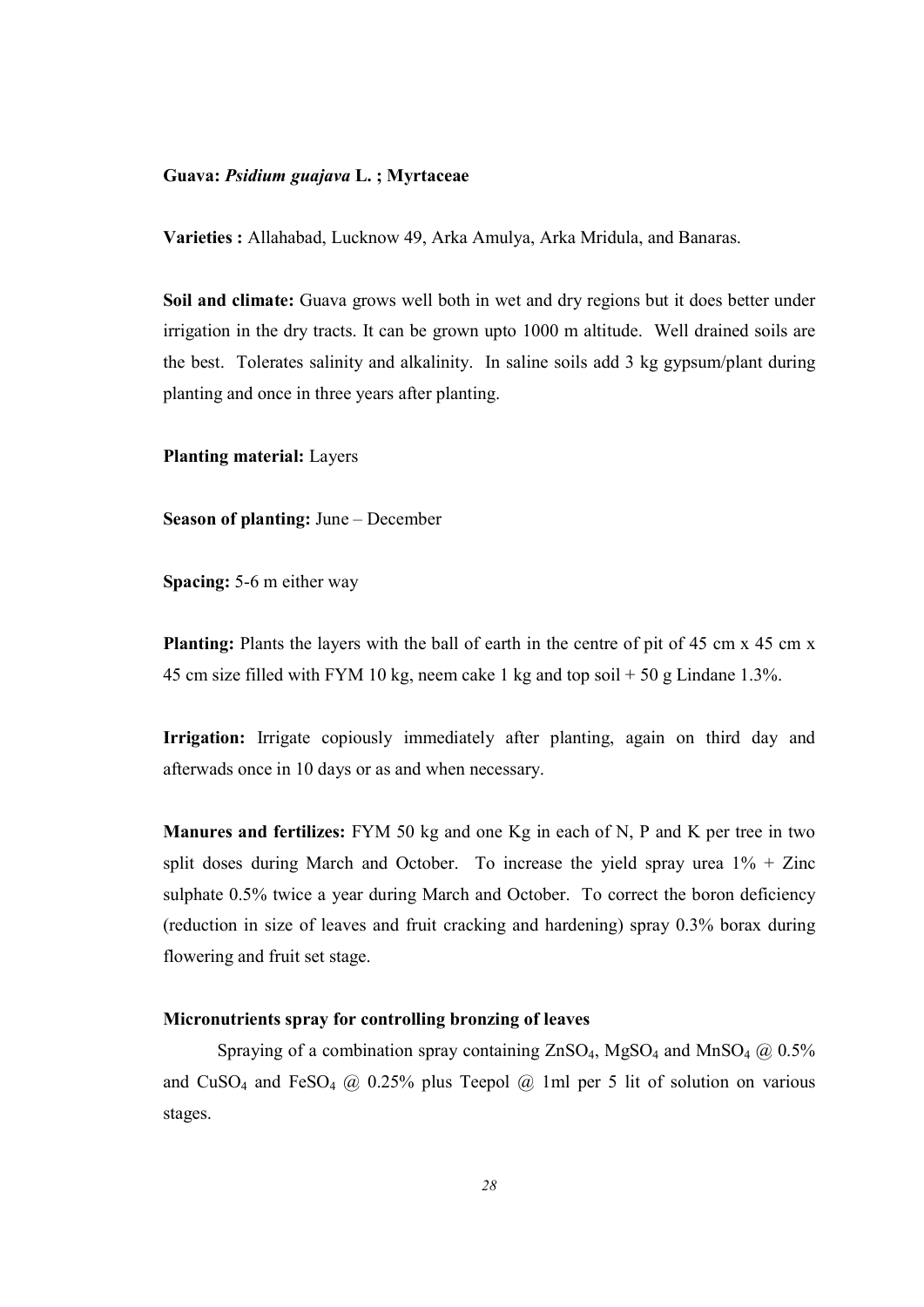**Guava: *Psidium guajava* L. ; Myrtaceae**

**Varieties :** Allahabad, Lucknow 49, Arka Amulya, Arka Mridula, and Banaras.

**Soil and climate:** Guava grows well both in wet and dry regions but it does better under irrigation in the dry tracts. It can be grown upto 1000 m altitude. Well drained soils are the best. Tolerates salinity and alkalinity. In saline soils add 3 kg gypsum/plant during planting and once in three years after planting.

**Planting material:** Layers

**Season of planting:** June – December

**Spacing:** 5-6 m either way

**Planting:** Plants the layers with the ball of earth in the centre of pit of 45 cm x 45 cm x 45 cm size filled with FYM 10 kg, neem cake 1 kg and top soil + 50 g Lindane 1.3%.

**Irrigation:** Irrigate copiously immediately after planting, again on third day and afterwads once in 10 days or as and when necessary.

**Manures and fertilizes:** FYM 50 kg and one Kg in each of N, P and K per tree in two split doses during March and October. To increase the yield spray urea 1% + Zinc sulphate 0.5% twice a year during March and October. To correct the boron deficiency (reduction in size of leaves and fruit cracking and hardening) spray 0.3% borax during flowering and fruit set stage.

**Micronutrients spray for controlling bronzing of leaves**

Spraying of a combination spray containing $ZnSO_4$, $MgSO_4$ and $MnSO_4$ @ 0.5% and $CuSO_4$ and $FeSO_4$ @ 0.25% plus Teepol @ 1ml per 5 lit of solution on various stages.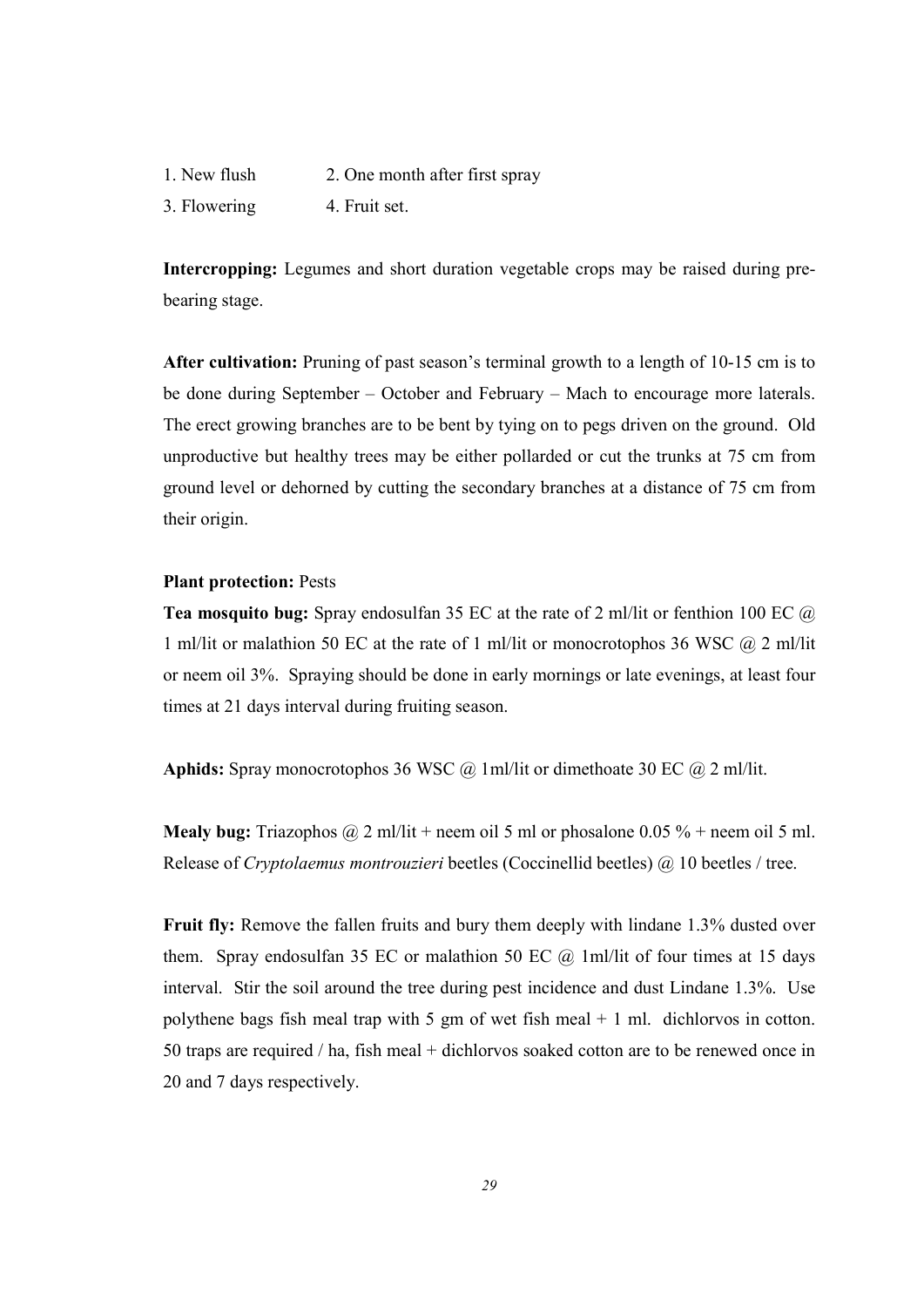1. New flush 2. One month after first spray
3. Flowering 4. Fruit set.

**Intercropping:** Legumes and short duration vegetable crops may be raised during pre-bearing stage.

**After cultivation:** Pruning of past season's terminal growth to a length of 10-15 cm is to be done during September – October and February – Mach to encourage more laterals. The erect growing branches are to be bent by tying on to pegs driven on the ground. Old unproductive but healthy trees may be either pollarded or cut the trunks at 75 cm from ground level or dehorned by cutting the secondary branches at a distance of 75 cm from their origin.

**Plant protection:** Pests

**Tea mosquito bug:** Spray endosulfan 35 EC at the rate of 2 ml/lit or fenthion 100 EC @ 1 ml/lit or malathion 50 EC at the rate of 1 ml/lit or monocrotophos 36 WSC @ 2 ml/lit or neem oil 3%. Spraying should be done in early mornings or late evenings, at least four times at 21 days interval during fruiting season.

**Aphids:** Spray monocrotophos 36 WSC @ 1ml/lit or dimethoate 30 EC @ 2 ml/lit.

**Mealy bug:** Triazophos @ 2 ml/lit + neem oil 5 ml or phosalone 0.05 % + neem oil 5 ml. Release of *Cryptolaemus montrouzieri* beetles (Coccinellid beetles) @ 10 beetles / tree.

**Fruit fly:** Remove the fallen fruits and bury them deeply with lindane 1.3% dusted over them. Spray endosulfan 35 EC or malathion 50 EC @ 1ml/lit of four times at 15 days interval. Stir the soil around the tree during pest incidence and dust Lindane 1.3%. Use polythene bags fish meal trap with 5 gm of wet fish meal + 1 ml. dichlorvos in cotton. 50 traps are required / ha, fish meal + dichlorvos soaked cotton are to be renewed once in 20 and 7 days respectively.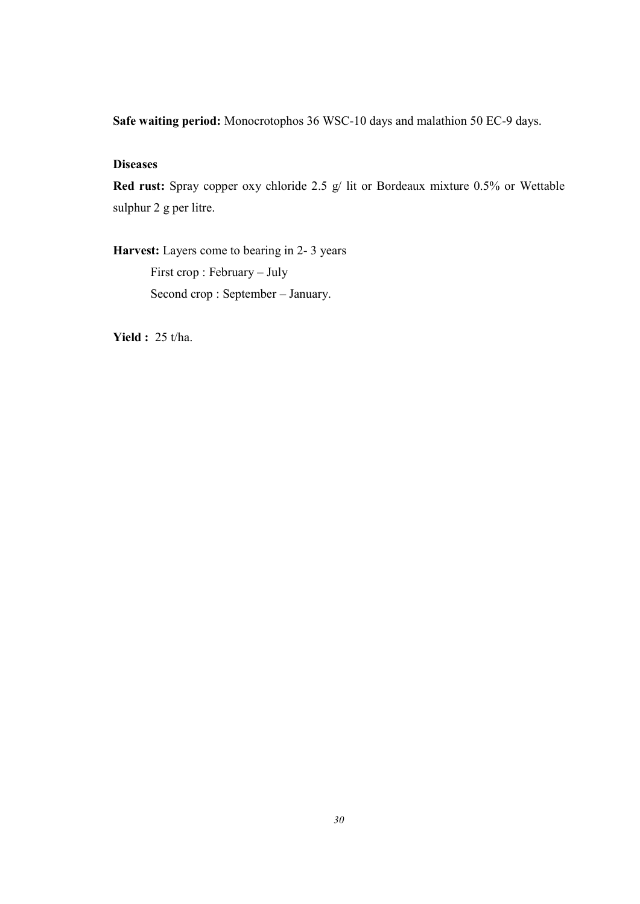**Safe waiting period:** Monocrotophos 36 WSC-10 days and malathion 50 EC-9 days.

**Diseases**

**Red rust:** Spray copper oxy chloride 2.5 g/ lit or Bordeaux mixture 0.5% or Wettable sulphur 2 g per litre.

**Harvest:** Layers come to bearing in 2- 3 years

First crop : February – July

Second crop : September – January.

**Yield :** 25 t/ha.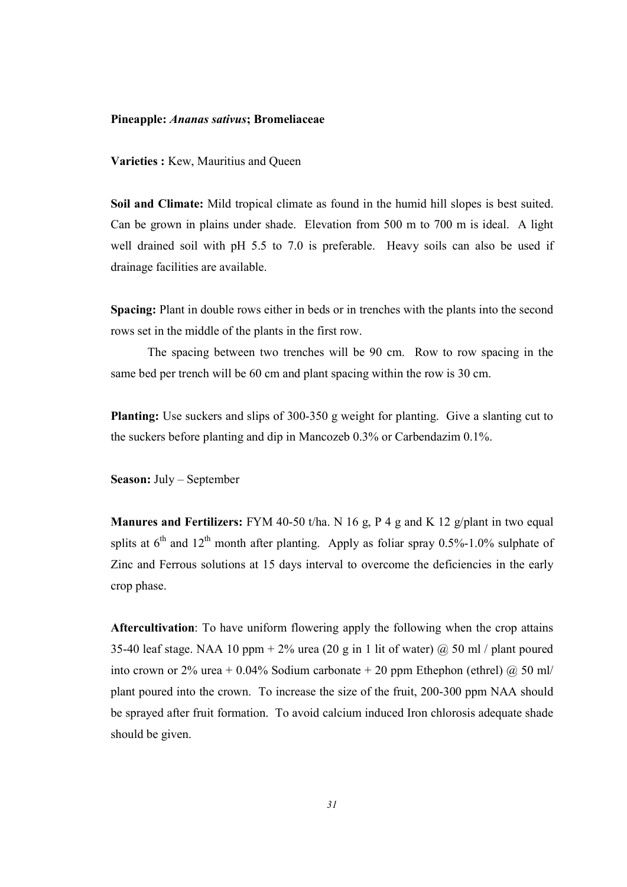**Pineapple: *Ananas sativus*; Bromeliaceae**

**Varieties :** Kew, Mauritius and Queen

**Soil and Climate:** Mild tropical climate as found in the humid hill slopes is best suited. Can be grown in plains under shade. Elevation from 500 m to 700 m is ideal. A light well drained soil with pH 5.5 to 7.0 is preferable. Heavy soils can also be used if drainage facilities are available.

**Spacing:** Plant in double rows either in beds or in trenches with the plants into the second rows set in the middle of the plants in the first row.

The spacing between two trenches will be 90 cm. Row to row spacing in the same bed per trench will be 60 cm and plant spacing within the row is 30 cm.

**Planting:** Use suckers and slips of 300-350 g weight for planting. Give a slanting cut to the suckers before planting and dip in Mancozeb 0.3% or Carbendazim 0.1%.

**Season:** July – September

**Manures and Fertilizers:** FYM 40-50 t/ha. N 16 g, P 4 g and K 12 g/plant in two equal splits at $6^{th}$ and $12^{th}$ month after planting. Apply as foliar spray 0.5%-1.0% sulphate of Zinc and Ferrous solutions at 15 days interval to overcome the deficiencies in the early crop phase.

**Aftercultivation**: To have uniform flowering apply the following when the crop attains 35-40 leaf stage. NAA 10 ppm + 2% urea (20 g in 1 lit of water) @ 50 ml / plant poured into crown or 2% urea + 0.04% Sodium carbonate + 20 ppm Ethephon (ethrel) @ 50 ml/ plant poured into the crown. To increase the size of the fruit, 200-300 ppm NAA should be sprayed after fruit formation. To avoid calcium induced Iron chlorosis adequate shade should be given.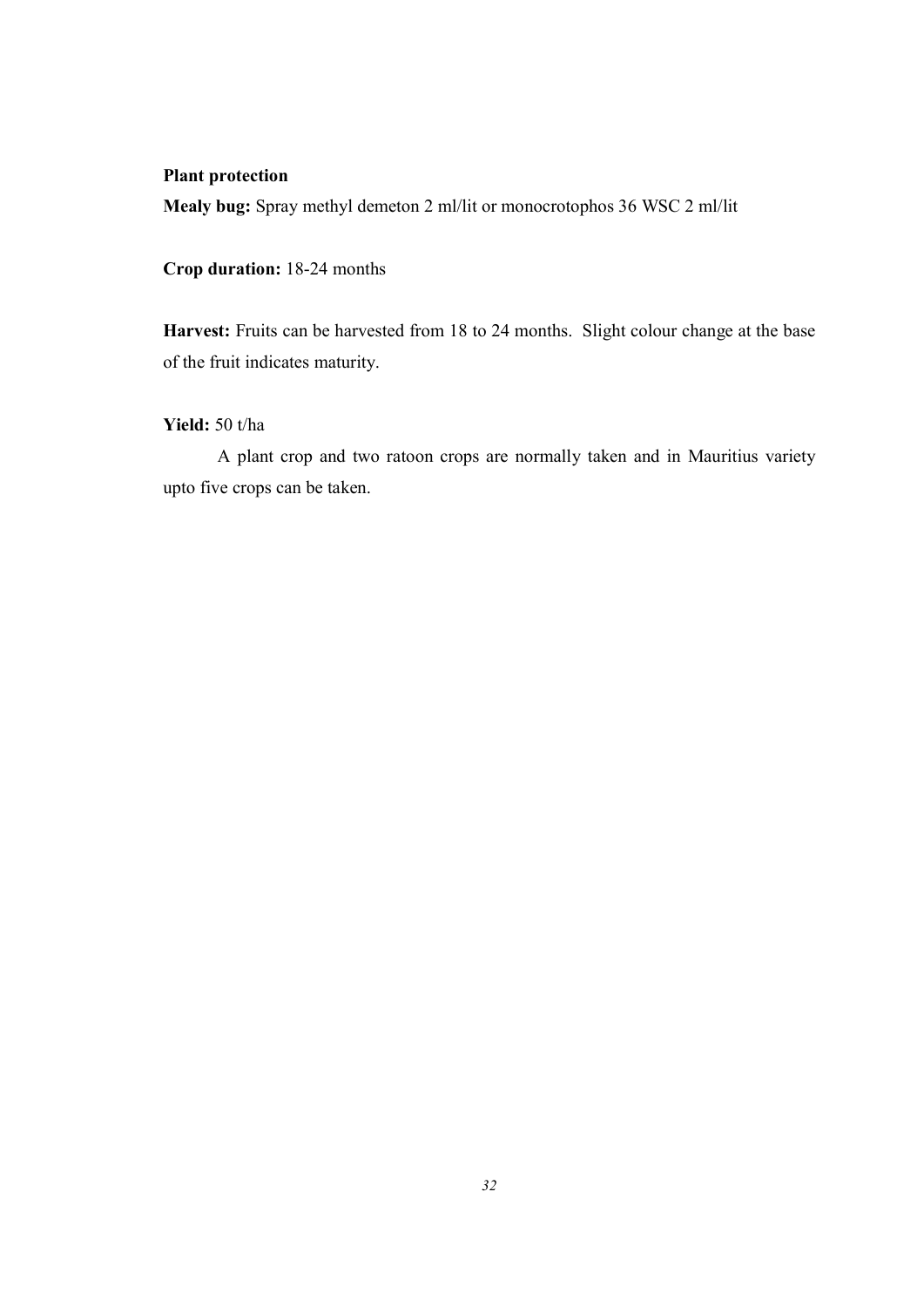**Plant protection**

**Mealy bug:** Spray methyl demeton 2 ml/lit or monocrotophos 36 WSC 2 ml/lit

**Crop duration:** 18-24 months

**Harvest:** Fruits can be harvested from 18 to 24 months. Slight colour change at the base of the fruit indicates maturity.

**Yield:** 50 t/ha

A plant crop and two ratoon crops are normally taken and in Mauritius variety upto five crops can be taken.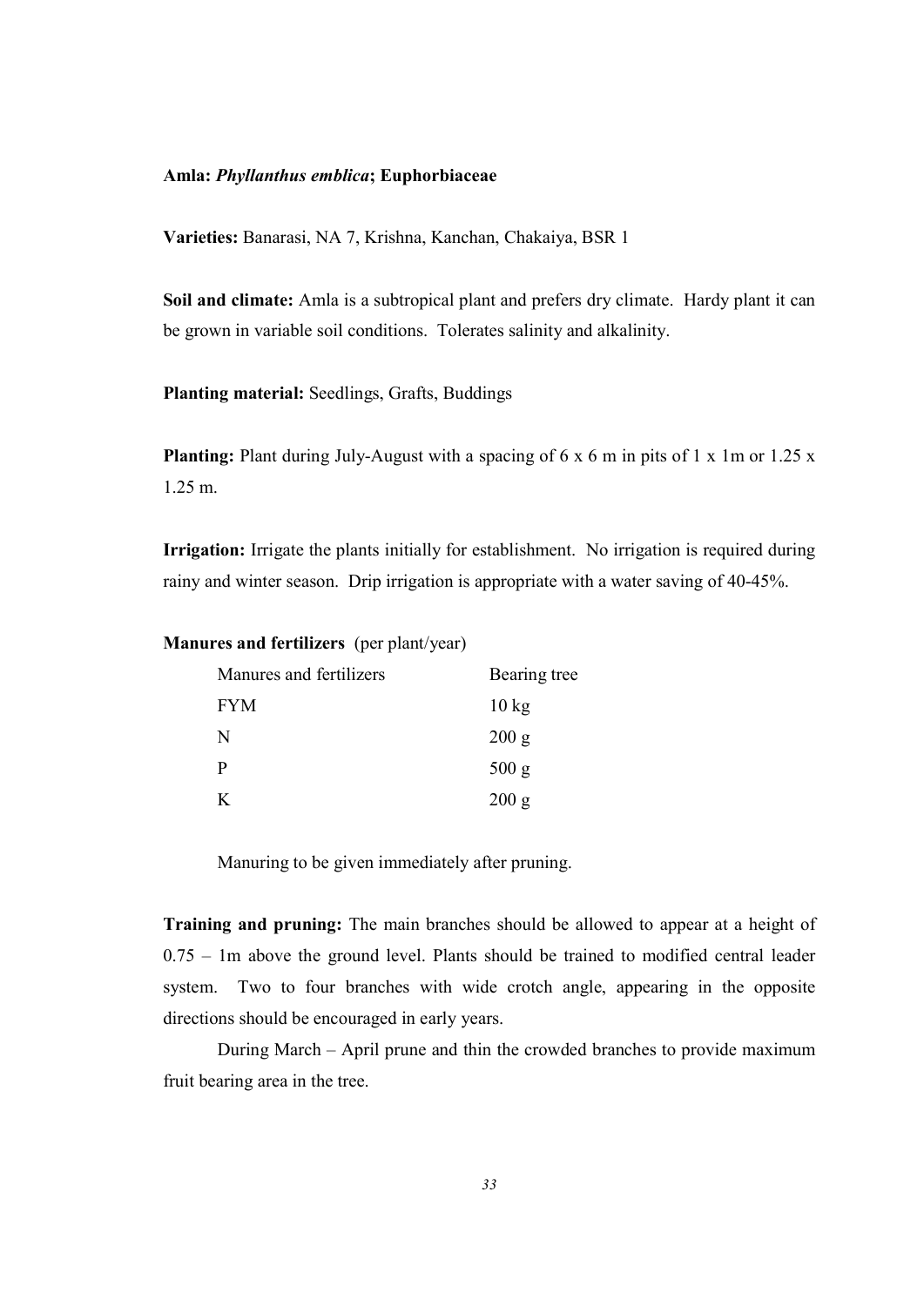**Amla: *Phyllanthus emblica*; Euphorbiaceae**

**Varieties:** Banarasi, NA 7, Krishna, Kanchan, Chakaiya, BSR 1

**Soil and climate:** Amla is a subtropical plant and prefers dry climate. Hardy plant it can be grown in variable soil conditions. Tolerates salinity and alkalinity.

**Planting material:** Seedlings, Grafts, Buddings

**Planting:** Plant during July-August with a spacing of 6 x 6 m in pits of 1 x 1m or 1.25 x 1.25 m.

**Irrigation:** Irrigate the plants initially for establishment. No irrigation is required during rainy and winter season. Drip irrigation is appropriate with a water saving of 40-45%.

**Manures and fertilizers** (per plant/year)

| Manures and fertilizers | Bearing tree |
|---|---|
| FYM | 10 kg |
| N | 200 g |
| P | 500 g |
| K | 200 g |

Manuring to be given immediately after pruning.

**Training and pruning:** The main branches should be allowed to appear at a height of 0.75 – 1m above the ground level. Plants should be trained to modified central leader system. Two to four branches with wide crotch angle, appearing in the opposite directions should be encouraged in early years.

During March – April prune and thin the crowded branches to provide maximum fruit bearing area in the tree.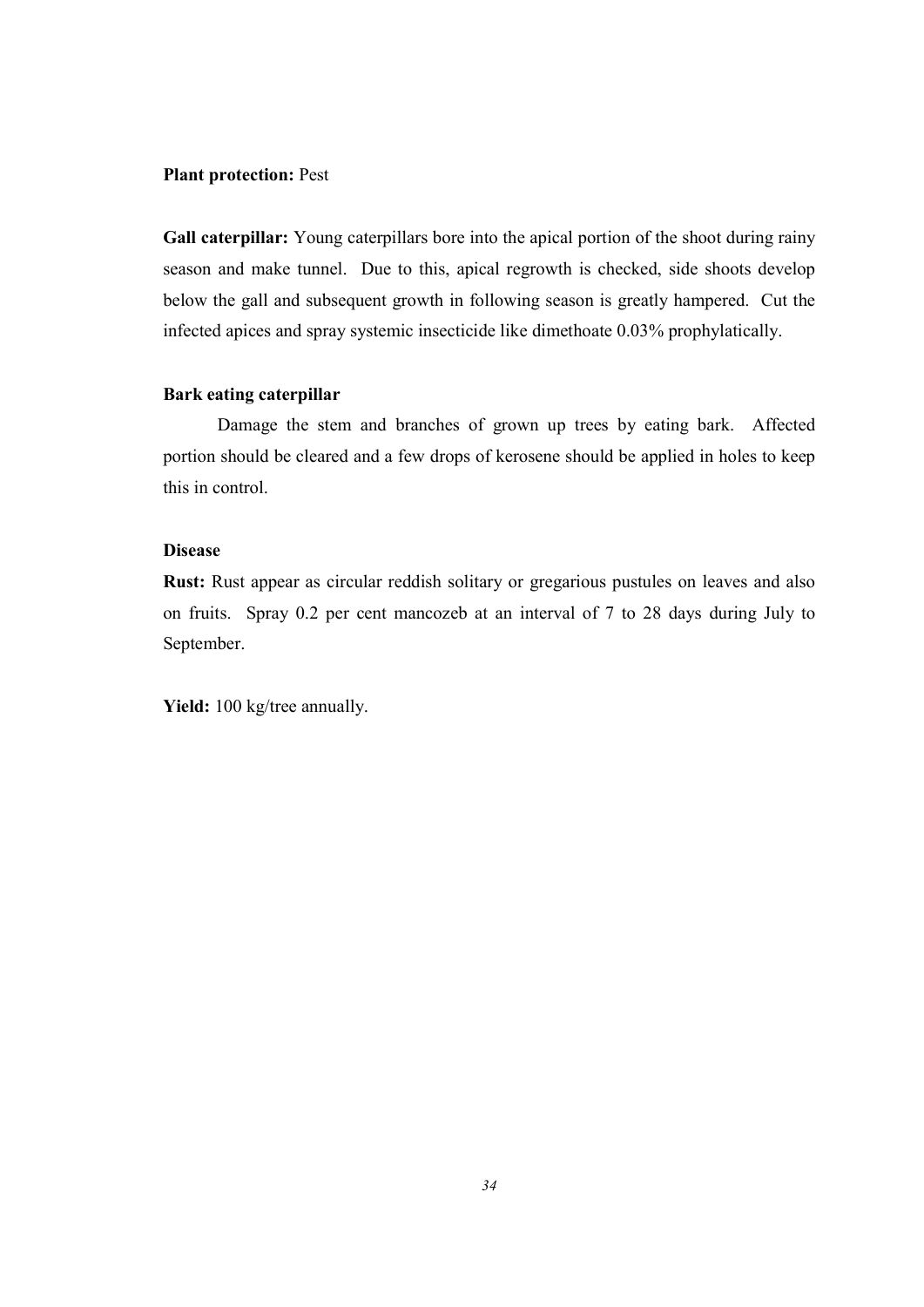**Plant protection:** Pest

**Gall caterpillar:** Young caterpillars bore into the apical portion of the shoot during rainy season and make tunnel. Due to this, apical regrowth is checked, side shoots develop below the gall and subsequent growth in following season is greatly hampered. Cut the infected apices and spray systemic insecticide like dimethoate 0.03% prophylatically.

**Bark eating caterpillar**

Damage the stem and branches of grown up trees by eating bark. Affected portion should be cleared and a few drops of kerosene should be applied in holes to keep this in control.

**Disease**

**Rust:** Rust appear as circular reddish solitary or gregarious pustules on leaves and also on fruits. Spray 0.2 per cent mancozeb at an interval of 7 to 28 days during July to September.

**Yield:** 100 kg/tree annually.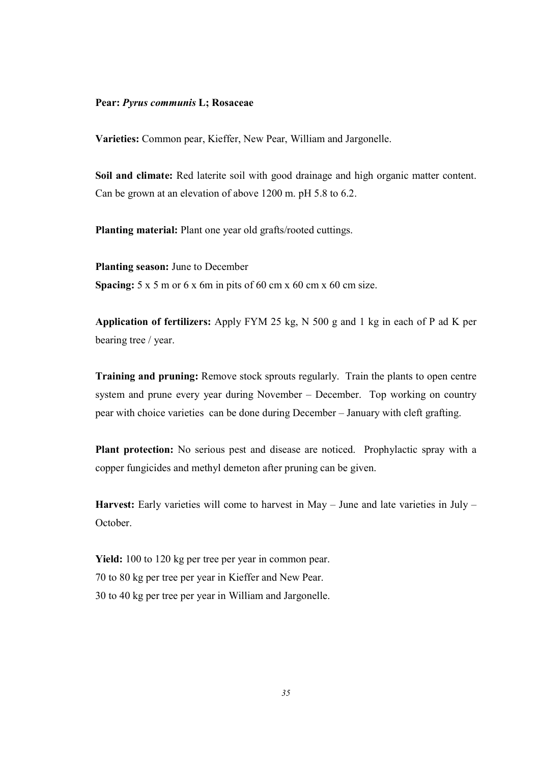**Pear: *Pyrus communis* L; Rosaceae**

**Varieties:** Common pear, Kieffer, New Pear, William and Jargonelle.

**Soil and climate:** Red laterite soil with good drainage and high organic matter content. Can be grown at an elevation of above 1200 m. pH 5.8 to 6.2.

**Planting material:** Plant one year old grafts/rooted cuttings.

**Planting season:** June to December
**Spacing:** 5 x 5 m or 6 x 6m in pits of 60 cm x 60 cm x 60 cm size.

**Application of fertilizers:** Apply FYM 25 kg, N 500 g and 1 kg in each of P ad K per bearing tree / year.

**Training and pruning:** Remove stock sprouts regularly. Train the plants to open centre system and prune every year during November – December. Top working on country pear with choice varieties can be done during December – January with cleft grafting.

**Plant protection:** No serious pest and disease are noticed. Prophylactic spray with a copper fungicides and methyl demeton after pruning can be given.

**Harvest:** Early varieties will come to harvest in May – June and late varieties in July – October.

**Yield:** 100 to 120 kg per tree per year in common pear.
70 to 80 kg per tree per year in Kieffer and New Pear.
30 to 40 kg per tree per year in William and Jargonelle.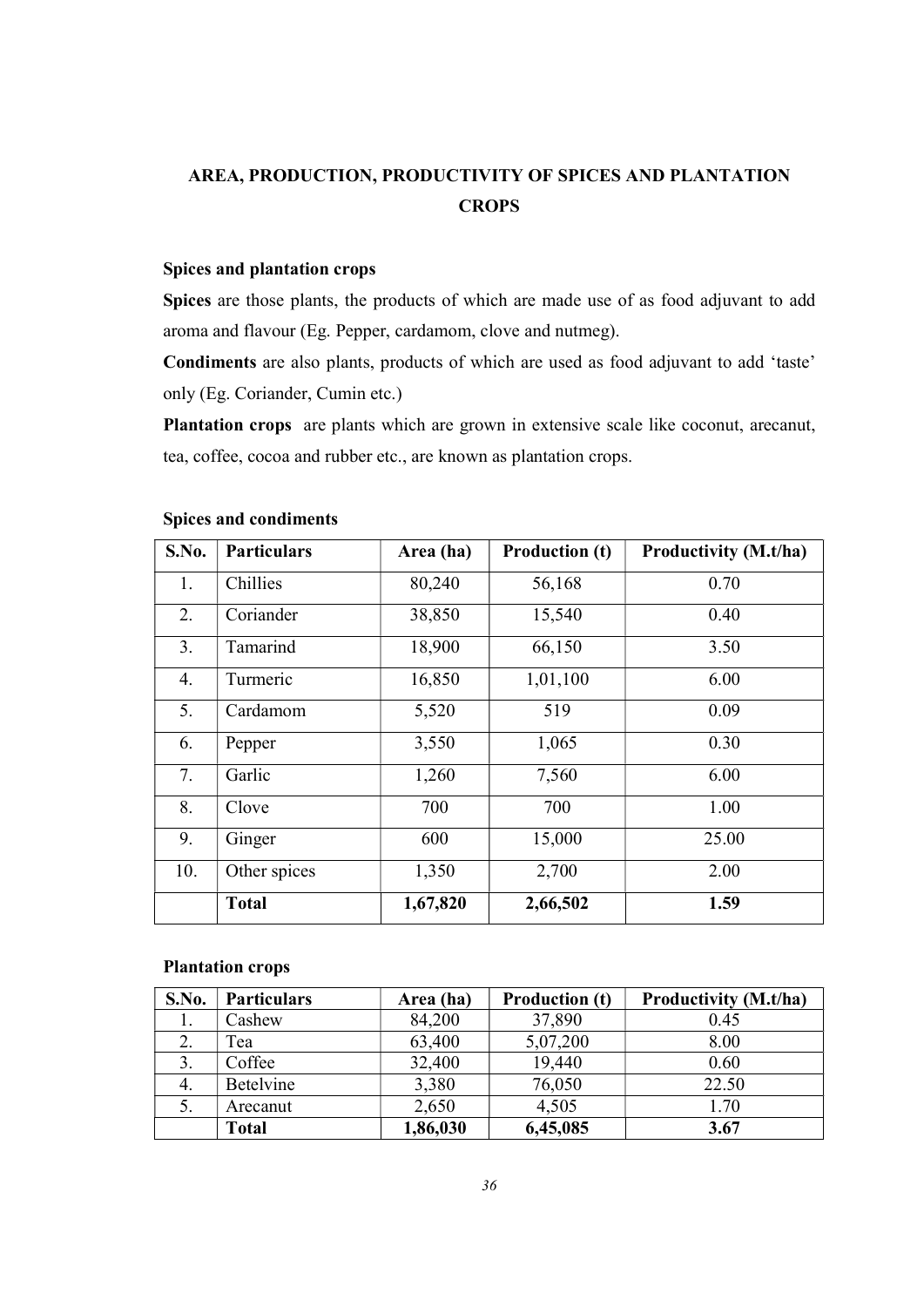# AREA, PRODUCTION, PRODUCTIVITY OF SPICES AND PLANTATION CROPS

### Spices and plantation crops

**Spices** are those plants, the products of which are made use of as food adjuvant to add aroma and flavour (Eg. Pepper, cardamom, clove and nutmeg).

**Condiments** are also plants, products of which are used as food adjuvant to add 'taste' only (Eg. Coriander, Cumin etc.)

**Plantation crops** are plants which are grown in extensive scale like coconut, arecanut, tea, coffee, cocoa and rubber etc., are known as plantation crops.

### Spices and condiments

| S.No. | Particulars | Area (ha) | Production (t) | Productivity (M.t/ha) |
|---|---|---|---|---|
| 1. | Chillies | 80,240 | 56,168 | 0.70 |
| 2. | Coriander | 38,850 | 15,540 | 0.40 |
| 3. | Tamarind | 18,900 | 66,150 | 3.50 |
| 4. | Turmeric | 16,850 | 1,01,100 | 6.00 |
| 5. | Cardamom | 5,520 | 519 | 0.09 |
| 6. | Pepper | 3,550 | 1,065 | 0.30 |
| 7. | Garlic | 1,260 | 7,560 | 6.00 |
| 8. | Clove | 700 | 700 | 1.00 |
| 9. | Ginger | 600 | 15,000 | 25.00 |
| 10. | Other spices | 1,350 | 2,700 | 2.00 |
| | **Total** | **1,67,820** | **2,66,502** | **1.59** |

### Plantation crops

| S.No. | Particulars | Area (ha) | Production (t) | Productivity (M.t/ha) |
|---|---|---|---|---|
| 1. | Cashew | 84,200 | 37,890 | 0.45 |
| 2. | Tea | 63,400 | 5,07,200 | 8.00 |
| 3. | Coffee | 32,400 | 19,440 | 0.60 |
| 4. | Betelvine | 3,380 | 76,050 | 22.50 |
| 5. | Arecanut | 2,650 | 4,505 | 1.70 |
| | **Total** | **1,86,030** | **6,45,085** | **3.67** |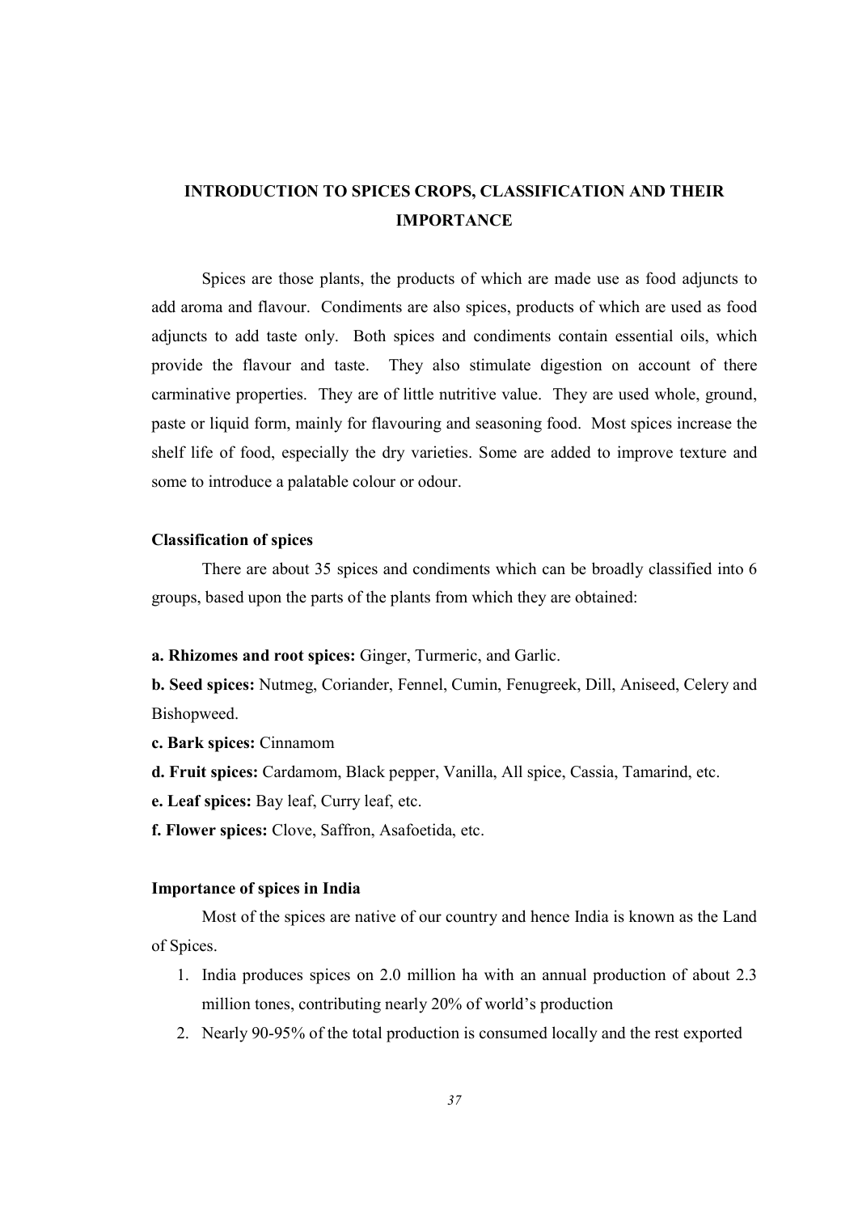# INTRODUCTION TO SPICES CROPS, CLASSIFICATION AND THEIR IMPORTANCE

Spices are those plants, the products of which are made use as food adjuncts to add aroma and flavour. Condiments are also spices, products of which are used as food adjuncts to add taste only. Both spices and condiments contain essential oils, which provide the flavour and taste. They also stimulate digestion on account of there carminative properties. They are of little nutritive value. They are used whole, ground, paste or liquid form, mainly for flavouring and seasoning food. Most spices increase the shelf life of food, especially the dry varieties. Some are added to improve texture and some to introduce a palatable colour or odour.

### Classification of spices

There are about 35 spices and condiments which can be broadly classified into 6 groups, based upon the parts of the plants from which they are obtained:

**a. Rhizomes and root spices:** Ginger, Turmeric, and Garlic.

**b. Seed spices:** Nutmeg, Coriander, Fennel, Cumin, Fenugreek, Dill, Aniseed, Celery and Bishopweed.

**c. Bark spices:** Cinnamom

**d. Fruit spices:** Cardamom, Black pepper, Vanilla, All spice, Cassia, Tamarind, etc.

**e. Leaf spices:** Bay leaf, Curry leaf, etc.

**f. Flower spices:** Clove, Saffron, Asafoetida, etc.

### Importance of spices in India

Most of the spices are native of our country and hence India is known as the Land of Spices.

1. India produces spices on 2.0 million ha with an annual production of about 2.3 million tones, contributing nearly 20% of world's production
2. Nearly 90-95% of the total production is consumed locally and the rest exported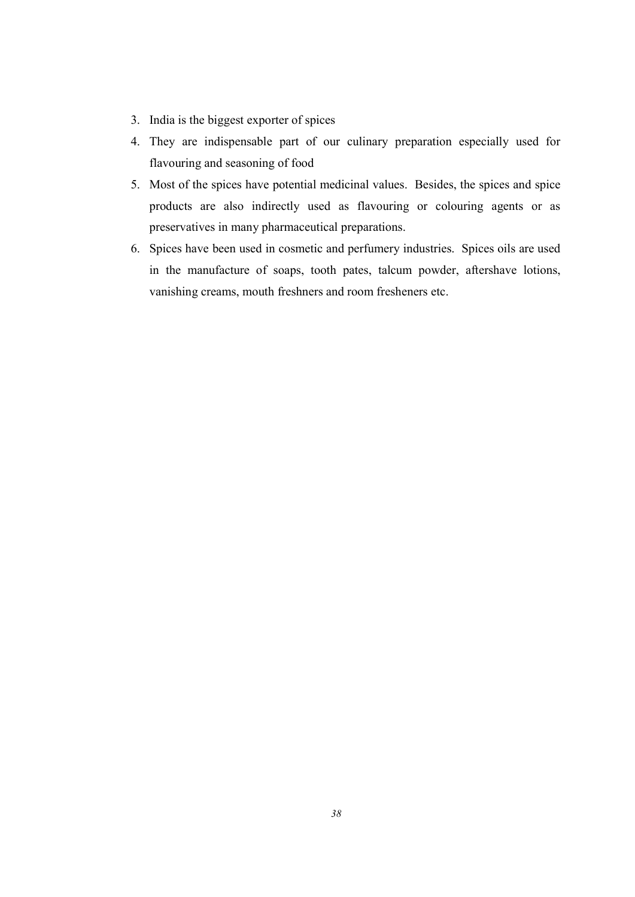3. India is the biggest exporter of spices
4. They are indispensable part of our culinary preparation especially used for flavouring and seasoning of food
5. Most of the spices have potential medicinal values. Besides, the spices and spice products are also indirectly used as flavouring or colouring agents or as preservatives in many pharmaceutical preparations.
6. Spices have been used in cosmetic and perfumery industries. Spices oils are used in the manufacture of soaps, tooth pates, talcum powder, aftershave lotions, vanishing creams, mouth freshners and room fresheners etc.